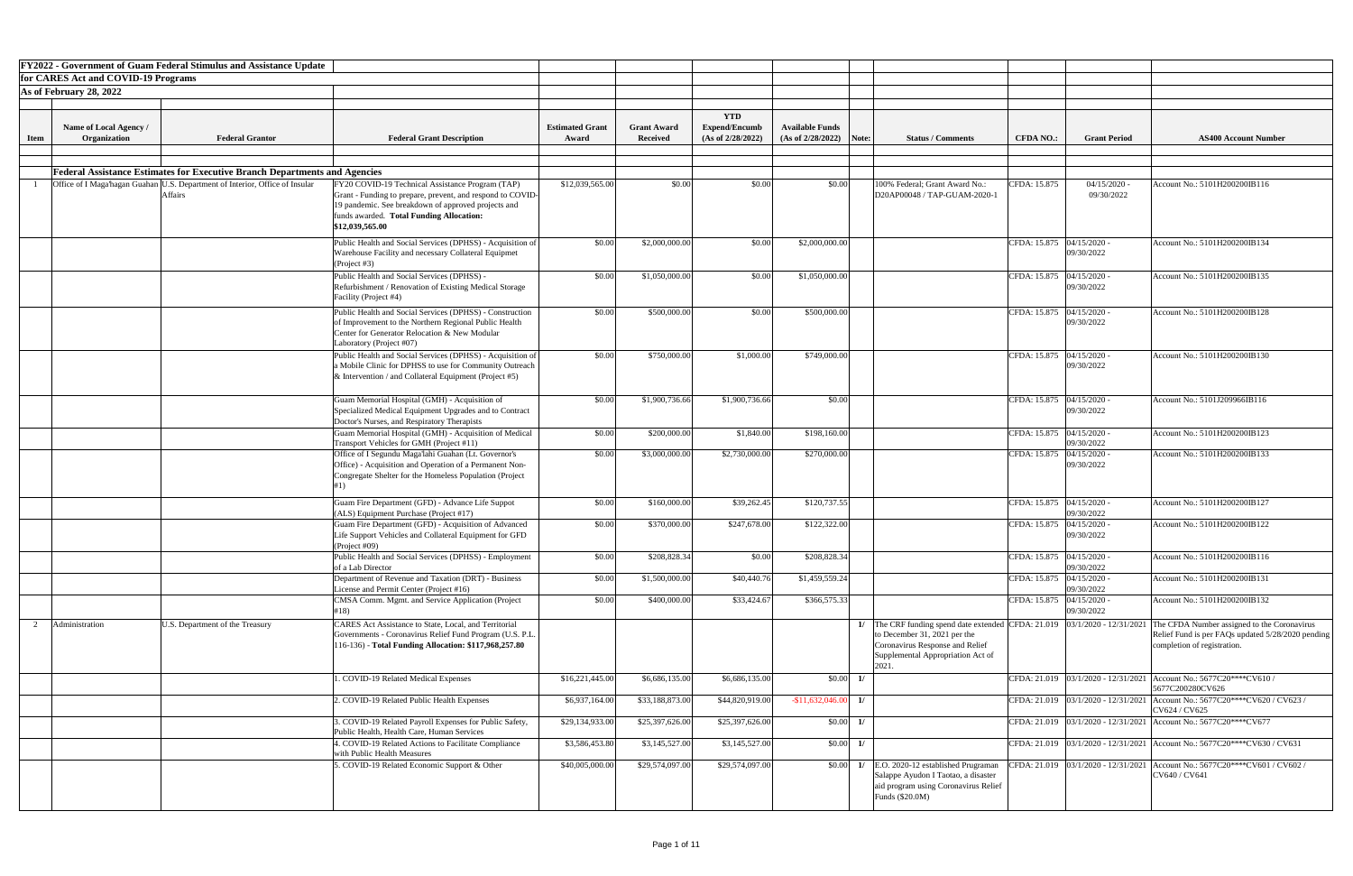**FY2022 - Government of Guam Federal Stimulus and Assistance Update**

**for CARES Act and COVID-19 Programs**

**As of February 28, 2022**

| Item | Name of Local Agency / Organization | Federal Grantor | Federal Grant Description | Estimated Grant Award | Grant Award Received | YTD Expend/Encumb (As of 2/28/2022) | Available Funds (As of 2/28/2022) | Note: | Status / Comments | CFDA NO.: | Grant Period | AS400 Account Number |
|---|---|---|---|---|---|---|---|---|---|---|---|---|
| | **Federal Assistance Estimates for Executive Branch Departments and Agencies** | | | | | | | | | | | |
| 1 | Office of I Maga'hagan Guahan | U.S. Department of Interior, Office of Insular Affairs | FY20 COVID-19 Technical Assistance Program (TAP) Grant - Funding to prepare, prevent, and respond to COVID-19 pandemic. See breakdown of approved projects and funds awarded. **Total Funding Allocation: $12,039,565.00** | $12,039,565.00 | $0.00 | $0.00 | $0.00 | | 100% Federal; Grant Award No.: D20AP00048 / TAP-GUAM-2020-1 | CFDA: 15.875 | 04/15/2020 - 09/30/2022 | Account No.: 5101H200200IB116 |
| | | | Public Health and Social Services (DPHSS) - Acquisition of Warehouse Facility and necessary Collateral Equipmet (Project #3) | $0.00 | $2,000,000.00 | $0.00 | $2,000,000.00 | | | CFDA: 15.875 | 04/15/2020 - 09/30/2022 | Account No.: 5101H200200IB134 |
| | | | Public Health and Social Services (DPHSS) - Refurbishment / Renovation of Existing Medical Storage Facility (Project #4) | $0.00 | $1,050,000.00 | $0.00 | $1,050,000.00 | | | CFDA: 15.875 | 04/15/2020 - 09/30/2022 | Account No.: 5101H200200IB135 |
| | | | Public Health and Social Services (DPHSS) - Construction of Improvement to the Northern Regional Public Health Center for Generator Relocation & New Modular Laboratory (Project #07) | $0.00 | $500,000.00 | $0.00 | $500,000.00 | | | CFDA: 15.875 | 04/15/2020 - 09/30/2022 | Account No.: 5101H200200IB128 |
| | | | Public Health and Social Services (DPHSS) - Acquisition of a Mobile Clinic for DPHSS to use for Community Outreach & Intervention / and Collateral Equipment (Project #5) | $0.00 | $750,000.00 | $1,000.00 | $749,000.00 | | | CFDA: 15.875 | 04/15/2020 - 09/30/2022 | Account No.: 5101H200200IB130 |
| | | | Guam Memorial Hospital (GMH) - Acquisition of Specialized Medical Equipment Upgrades and to Contract Doctor's Nurses, and Respiratory Therapists | $0.00 | $1,900,736.66 | $1,900,736.66 | $0.00 | | | CFDA: 15.875 | 04/15/2020 - 09/30/2022 | Account No.: 5101J209966IB116 |
| | | | Guam Memorial Hospital (GMH) - Acquisition of Medical Transport Vehicles for GMH (Project #11) | $0.00 | $200,000.00 | $1,840.00 | $198,160.00 | | | CFDA: 15.875 | 04/15/2020 - 09/30/2022 | Account No.: 5101H200200IB123 |
| | | | Office of I Segundu Maga'lahi Guahan (Lt. Governor's Office) - Acquisition and Operation of a Permanent Non-Congregate Shelter for the Homeless Population (Project #1) | $0.00 | $3,000,000.00 | $2,730,000.00 | $270,000.00 | | | CFDA: 15.875 | 04/15/2020 - 09/30/2022 | Account No.: 5101H200200IB133 |
| | | | Guam Fire Department (GFD) - Advance Life Suppot (ALS) Equipment Purchase (Project #17) | $0.00 | $160,000.00 | $39,262.45 | $120,737.55 | | | CFDA: 15.875 | 04/15/2020 - 09/30/2022 | Account No.: 5101H200200IB127 |
| | | | Guam Fire Department (GFD) - Acquisition of Advanced Life Support Vehicles and Collateral Equipment for GFD (Project #09) | $0.00 | $370,000.00 | $247,678.00 | $122,322.00 | | | CFDA: 15.875 | 04/15/2020 - 09/30/2022 | Account No.: 5101H200200IB122 |
| | | | Public Health and Social Services (DPHSS) - Employment of a Lab Director | $0.00 | $208,828.34 | $0.00 | $208,828.34 | | | CFDA: 15.875 | 04/15/2020 - 09/30/2022 | Account No.: 5101H200200IB116 |
| | | | Department of Revenue and Taxation (DRT) - Business License and Permit Center (Project #16) | $0.00 | $1,500,000.00 | $40,440.76 | $1,459,559.24 | | | CFDA: 15.875 | 04/15/2020 - 09/30/2022 | Account No.: 5101H200200IB131 |
| | | | CMSA Comm. Mgmt. and Service Application (Project #18) | $0.00 | $400,000.00 | $33,424.67 | $366,575.33 | | | CFDA: 15.875 | 04/15/2020 - 09/30/2022 | Account No.: 5101H200200IB132 |
| 2 | Administration | U.S. Department of the Treasury | CARES Act Assistance to State, Local, and Territorial Governments - Coronavirus Relief Fund Program (U.S. P.L. 116-136) - **Total Funding Allocation: $117,968,257.80** | | | | | 1/ | The CRF funding spend date extended to December 31, 2021 per the Coronavirus Response and Relief Supplemental Appropriation Act of 2021. | CFDA: 21.019 | 03/1/2020 - 12/31/2021 | The CFDA Number assigned to the Coronavirus Relief Fund is per FAQs updated 5/28/2020 pending completion of registration. |
| | | | 1. COVID-19 Related Medical Expenses | $16,221,445.00 | $6,686,135.00 | $6,686,135.00 | $0.00 | 1/ | | CFDA: 21.019 | 03/1/2020 - 12/31/2021 | Account No.: 5677C20****CV610 / 5677C200280CV626 |
| | | | 2. COVID-19 Related Public Health Expenses | $6,937,164.00 | $33,188,873.00 | $44,820,919.00 | -$11,632,046.00 | 1/ | | CFDA: 21.019 | 03/1/2020 - 12/31/2021 | Account No.: 5677C20****CV620 / CV623 / CV624 / CV625 |
| | | | 3. COVID-19 Related Payroll Expenses for Public Safety, Public Health, Health Care, Human Services | $29,134,933.00 | $25,397,626.00 | $25,397,626.00 | $0.00 | 1/ | | CFDA: 21.019 | 03/1/2020 - 12/31/2021 | Account No.: 5677C20****CV677 |
| | | | 4. COVID-19 Related Actions to Facilitate Compliance with Public Health Measures | $3,586,453.80 | $3,145,527.00 | $3,145,527.00 | $0.00 | 1/ | | CFDA: 21.019 | 03/1/2020 - 12/31/2021 | Account No.: 5677C20****CV630 / CV631 |
| | | | 5. COVID-19 Related Economic Support & Other | $40,005,000.00 | $29,574,097.00 | $29,574,097.00 | $0.00 | 1/ | E.O. 2020-12 established Prugraman Salappe Ayudon I Taotao, a disaster aid program using Coronavirus Relief Funds ($20.0M) | CFDA: 21.019 | 03/1/2020 - 12/31/2021 | Account No.: 5677C20****CV601 / CV602 / CV640 / CV641 |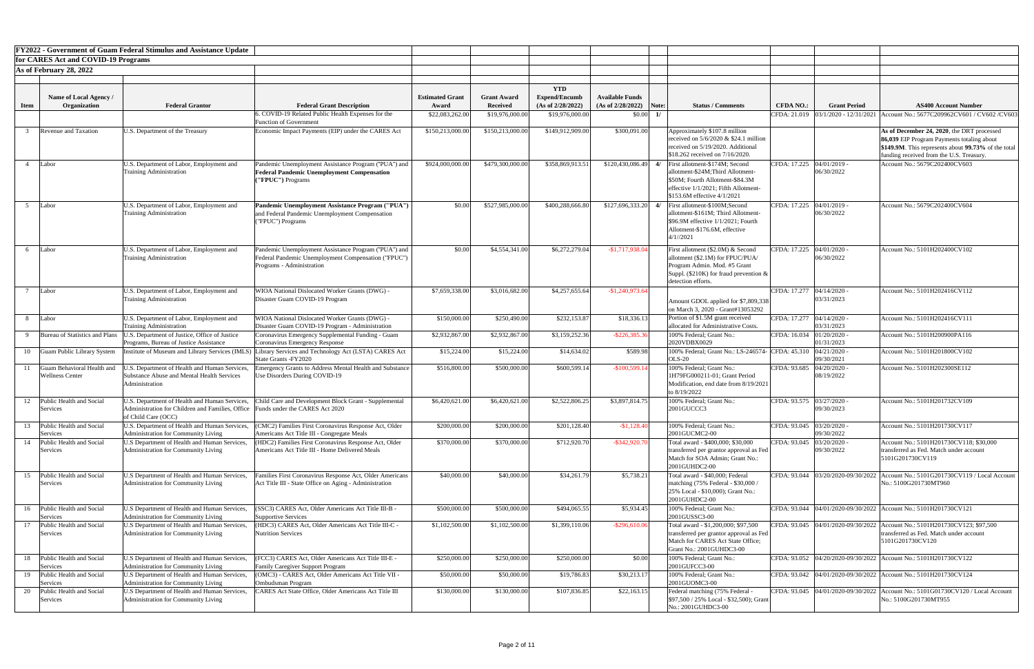**FY2022 - Government of Guam Federal Stimulus and Assistance Update for CARES Act and COVID-19 Programs**

**As of February 28, 2022**

| Item | Name of Local Agency / Organization | Federal Grantor | Federal Grant Description | Estimated Grant Award | Grant Award Received | YTD Expend/Encumb (As of 2/28/2022) | Available Funds (As of 2/28/2022) | Note: | Status / Comments | CFDA NO.: | Grant Period | AS400 Account Number |
|---|---|---|---|---|---|---|---|---|---|---|---|---|
| | | | 6. COVID-19 Related Public Health Expenses for the Function of Government | $22,083,262.00 | $19,976,000.00 | $19,976,000.00 | $0.00 | 1/ | | CFDA: 21.019 | 03/1/2020 - 12/31/2021 | Account No.: 5677C209962CV601 / CV602 /CV603 |
| 3 | Revenue and Taxation | U.S. Department of the Treasury | Economic Impact Payments (EIP) under the CARES Act | $150,213,000.00 | $150,213,000.00 | $149,912,909.00 | $300,091.00 | | Approximately $107.8 million received on 5/6/2020 & $24.1 million received on 5/19/2020. Additional $18.262 received on 7/16/2020. | | | **As of December 24, 2020**, the DRT processed **86,039** EIP Program Payments totaling about **$149.9M**. This represents about **99.73%** of the total funding received from the U.S. Treasury. |
| 4 | Labor | U.S. Department of Labor, Employment and Training Administration | Pandemic Unemployment Assistance Program ("PUA") and **Federal Pandemic Unemployment Compensation ("FPUC") Programs** | $924,000,000.00 | $479,300,000.00 | $358,869,913.51 | $120,430,086.49 | 4/ | First allotment-$174M; Second allotment-$24M;Third Allotment-$50M; Fourth Allotment-$84.3M effective 1/1/2021; Fifth Allotment-$153.6M effective 4/1/2021 | CFDA: 17.225 | 04/01/2019 - 06/30/2022 | Account No.: 5679C202400CV603 |
| 5 | Labor | U.S. Department of Labor, Employment and Training Administration | **Pandemic Unemployment Assistance Program ("PUA")** and Federal Pandemic Unemployment Compensation ("FPUC") Programs | $0.00 | $527,985,000.00 | $400,288,666.80 | $127,696,333.20 | 4/ | First allotment-$100M;Second allotment-$161M; Third Allotment-$96.9M effective 1/1/2021; Fourth Allotment-$176.6M, effective 4/1//2021 | CFDA: 17.225 | 04/01/2019 - 06/30/2022 | Account No.: 5679C202400CV604 |
| 6 | Labor | U.S. Department of Labor, Employment and Training Administration | Pandemic Unemployment Assistance Program ("PUA") and Federal Pandemic Unemployment Compensation ("FPUC") Programs - Administration | $0.00 | $4,554,341.00 | $6,272,279.04 | -$1,717,938.04 | | First allotment ($2.0M) & Second allotment ($2.1M) for FPUC/PUA/ Program Admin. Mod. #5 Grant Suppl. ($210K) for fraud prevention & detection efforts. | CFDA: 17.225 | 04/01/2020 - 06/30/2022 | Account No.: 5101H202400CV102 |
| 7 | Labor | U.S. Department of Labor, Employment and Training Administration | WIOA National Dislocated Worker Grants (DWG) - Disaster Guam COVID-19 Program | $7,659,338.00 | $3,016,682.00 | $4,257,655.64 | -$1,240,973.64 | | Amount GDOL applied for $7,809,338 on March 3, 2020 - Grant#13053292 | CFDA: 17.277 | 04/14/2020 - 03/31/2023 | Account No.: 5101H202416CV112 |
| 8 | Labor | U.S. Department of Labor, Employment and Training Administration | WIOA National Dislocated Worker Grants (DWG) - Disaster Guam COVID-19 Program - Administration | $150,000.00 | $250,490.00 | $232,153.87 | $18,336.13 | | Portion of $1.5M grant received allocated for Administrative Costs. | CFDA: 17.277 | 04/14/2020 - 03/31/2023 | Account No.: 5101H202416CV111 |
| 9 | Bureau of Statistics and Plans | U.S. Department of Justice, Office of Justice Programs, Bureau of Justice Assistance | Coronavirus Emergency Supplemental Funding - Guam Coronavirus Emergency Response | $2,932,867.00 | $2,932,867.00 | $3,159,252.36 | -$226,385.36 | | 100% Federal; Grant No.: 2020VDBX0029 | CFDA: 16.034 | 01/20/2020 - 01/31/2023 | Account No.: 5101H200900PA116 |
| 10 | Guam Public Library System | Institute of Museum and Library Services (IMLS) | Library Services and Technology Act (LSTA) CARES Act State Grants -FY2020 | $15,224.00 | $15,224.00 | $14,634.02 | $589.98 | | 100% Federal; Grant No.: LS-246574-OLS-20 | CFDA: 45.310 | 04/21/2020 - 09/30/2021 | Account No.: 5101H201800CV102 |
| 11 | Guam Behavioral Health and Wellness Center | U.S. Department of Health and Human Services, Substance Abuse and Mental Health Services Administration | Emergency Grants to Address Mental Health and Substance Use Disorders During COVID-19 | $516,800.00 | $500,000.00 | $600,599.14 | -$100,599.14 | | 100% Federal; Grant No.: 1H79FG000211-01; Grant Period Modification, end date from 8/19/2021 to 8/19/2022 | CFDA: 93.685 | 04/20/2020 - 08/19/2022 | Account No.: 5101H202300SE112 |
| 12 | Public Health and Social Services | U.S. Department of Health and Human Services, Administration for Children and Families, Office of Child Care (OCC) | Child Care and Development Block Grant - Supplemental Funds under the CARES Act 2020 | $6,420,621.00 | $6,420,621.00 | $2,522,806.25 | $3,897,814.75 | | 100% Federal; Grant No.: 2001GUCCC3 | CFDA: 93.575 | 03/27/2020 - 09/30/2023 | Account No.: 5101H201732CV109 |
| 13 | Public Health and Social Services | U.S. Department of Health and Human Services, Administration for Community Living | (CMC2) Families First Coronavirus Response Act, Older Americans Act Title III - Congregate Meals | $200,000.00 | $200,000.00 | $201,128.40 | -$1,128.40 | | 100% Federal; Grant No.: 2001GUCMC2-00 | CFDA: 93.045 | 03/20/2020 - 09/30/2022 | Account No.: 5101H201730CV117 |
| 14 | Public Health and Social Services | U.S Department of Health and Human Services, Administration for Community Living | (HDC2) Families First Coronavirus Response Act, Older Americans Act Title III - Home Delivered Meals | $370,000.00 | $370,000.00 | $712,920.70 | -$342,920.70 | | Total award - $400,000; $30,000 transferred per grantor approval as Fed Match for SOA Admin; Grant No.: 2001GUHDC2-00 | CFDA: 93.045 | 03/20/2020 - 09/30/2022 | Account No.: 5101H201730CV118; $30,000 transferred to Fed. Match under account 5101G201730CV119 |
| 15 | Public Health and Social Services | U.S Department of Health and Human Services, Administration for Community Living | Families First Coronavirus Response Act, Older Americans Act Title III - State Office on Aging - Administration | $40,000.00 | $40,000.00 | $34,261.79 | $5,738.21 | | Total award - $40,000; Federal matching (75% Federal - $30,000 / 25% Local - $10,000); Grant No.: 2001GUHDC2-00 | CFDA: 93.044 | 03/20/2020-09/30/2022 | Account No.: 5101G201730CV119 / Local Account No.: 5100G201730MT960 |
| 16 | Public Health and Social Services | U.S Department of Health and Human Services, Administration for Community Living | (SSC3) CARES Act, Older Americans Act Title III-B - Supportive Services | $500,000.00 | $500,000.00 | $494,065.55 | $5,934.45 | | 100% Federal; Grant No.: 2001GUSSC3-00 | CFDA: 93.044 | 04/01/2020-09/30/2022 | Account No.: 5101H201730CV121 |
| 17 | Public Health and Social Services | U.S Department of Health and Human Services, Administration for Community Living | (HDC3) CARES Act, Older Americans Act Title III-C - Nutrition Services | $1,102,500.00 | $1,102,500.00 | $1,399,110.06 | -$296,610.06 | | Total award - $1,200,000; $97,500 transferred per grantor approval as Fed Match for CARES Act State Office; Grant No.: 2001GUHDC3-00 | CFDA: 93.045 | 04/01/2020-09/30/2022 | Account No.: 5101H201730CV123; $97,500 transferred to Fed. Match under account 5101G201730CV120 |
| 18 | Public Health and Social Services | U.S Department of Health and Human Services, Administration for Community Living | (FCC3) CARES Act, Older Americans Act Title III-E - Family Caregiver Support Program | $250,000.00 | $250,000.00 | $250,000.00 | $0.00 | | 100% Federal; Grant No.: 2001GUFCC3-00 | CFDA: 93.052 | 04/20/2020-09/30/2022 | Account No.: 5101H201730CV122 |
| 19 | Public Health and Social Services | U.S Department of Health and Human Services, Administration for Community Living | (OMC3) - CARES Act, Older Americans Act Title VII - Ombudsman Program | $50,000.00 | $50,000.00 | $19,786.83 | $30,213.17 | | 100% Federal; Grant No.: 2001GUOMC3-00 | CFDA: 93.042 | 04/01/2020-09/30/2022 | Account No.: 5101H201730CV124 |
| 20 | Public Health and Social Services | U.S Department of Health and Human Services, Administration for Community Living | CARES Act State Office, Older Americans Act Title III | $130,000.00 | $130,000.00 | $107,836.85 | $22,163.15 | | Federal matching (75% Federal - $97,500 / 25% Local - $32,500); Grant No.: 2001GUHDC3-00 | CFDA: 93.045 | 04/01/2020-09/30/2022 | Account No.: 5101G01730CV120 / Local Account No.: 5100G201730MT955 |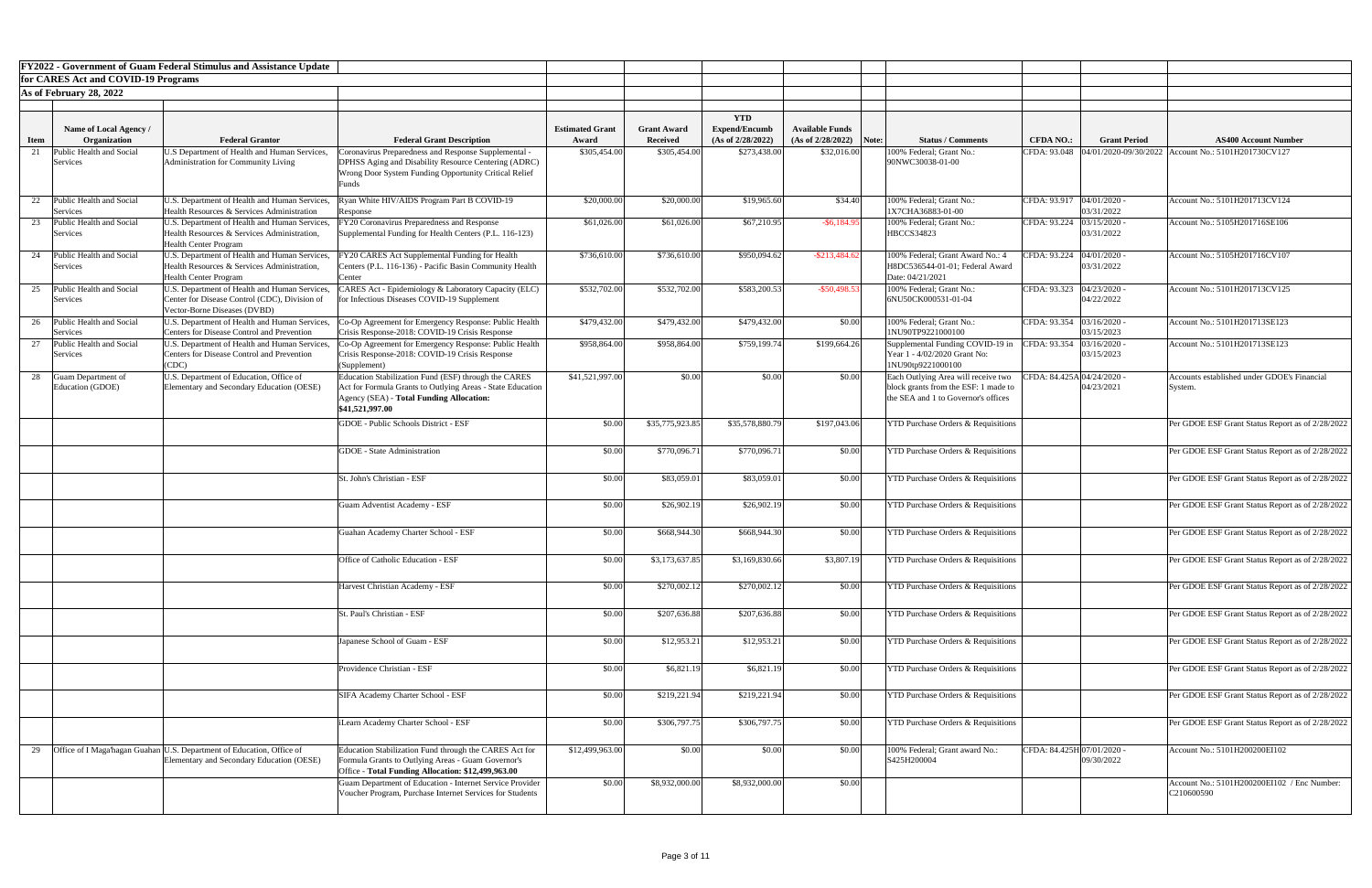**FY2022 - Government of Guam Federal Stimulus and Assistance Update for CARES Act and COVID-19 Programs**

**As of February 28, 2022**

| Item | Name of Local Agency / Organization | Federal Grantor | Federal Grant Description | Estimated Grant Award | Grant Award Received | YTD Expend/Encumb (As of 2/28/2022) | Available Funds (As of 2/28/2022) | Note: | Status / Comments | CFDA NO.: | Grant Period | AS400 Account Number |
|---|---|---|---|---|---|---|---|---|---|---|---|---|
| 21 | Public Health and Social Services | U.S Department of Health and Human Services, Administration for Community Living | Coronavirus Preparedness and Response Supplemental - DPHSS Aging and Disability Resource Centering (ADRC) Wrong Door System Funding Opportunity Critical Relief Funds | $305,454.00 | $305,454.00 | $273,438.00 | $32,016.00 | | 100% Federal; Grant No.: 90NWC30038-01-00 | CFDA: 93.048 | 04/01/2020-09/30/2022 | Account No.: 5101H201730CV127 |
| 22 | Public Health and Social Services | U.S. Department of Health and Human Services, Health Resources & Services Administration | Ryan White HIV/AIDS Program Part B COVID-19 Response | $20,000.00 | $20,000.00 | $19,965.60 | $34.40 | | 100% Federal; Grant No.: 1X7CHA36883-01-00 | CFDA: 93.917 | 04/01/2020 - 03/31/2022 | Account No.: 5101H201713CV124 |
| 23 | Public Health and Social Services | U.S. Department of Health and Human Services, Health Resources & Services Administration, Health Center Program | FY20 Coronavirus Preparedness and Response Supplemental Funding for Health Centers (P.L. 116-123) | $61,026.00 | $61,026.00 | $67,210.95 | -$6,184.95 | | 100% Federal; Grant No.: HBCCS34823 | CFDA: 93.224 | 03/15/2020 - 03/31/2022 | Account No.: 5105H201716SE106 |
| 24 | Public Health and Social Services | U.S. Department of Health and Human Services, Health Resources & Services Administration, Health Center Program | FY20 CARES Act Supplemental Funding for Health Centers (P.L. 116-136) - Pacific Basin Community Health Center | $736,610.00 | $736,610.00 | $950,094.62 | -$213,484.62 | | 100% Federal; Grant Award No.: 4 H8DC536544-01-01; Federal Award Date: 04/21/2021 | CFDA: 93.224 | 04/01/2020 - 03/31/2022 | Account No.: 5105H201716CV107 |
| 25 | Public Health and Social Services | U.S. Department of Health and Human Services, Center for Disease Control (CDC), Division of Vector-Borne Diseases (DVBD) | CARES Act - Epidemiology & Laboratory Capacity (ELC) for Infectious Diseases COVID-19 Supplement | $532,702.00 | $532,702.00 | $583,200.53 | -$50,498.53 | | 100% Federal; Grant No.: 6NU50CK000531-01-04 | CFDA: 93.323 | 04/23/2020 - 04/22/2022 | Account No.: 5101H201713CV125 |
| 26 | Public Health and Social Services | U.S. Department of Health and Human Services, Centers for Disease Control and Prevention | Co-Op Agreement for Emergency Response: Public Health Crisis Response-2018: COVID-19 Crisis Response | $479,432.00 | $479,432.00 | $479,432.00 | $0.00 | | 100% Federal; Grant No.: 1NU90TP9221000100 | CFDA: 93.354 | 03/16/2020 - 03/15/2023 | Account No.: 5101H201713SE123 |
| 27 | Public Health and Social Services | U.S. Department of Health and Human Services, Centers for Disease Control and Prevention (CDC) | Co-Op Agreement for Emergency Response: Public Health Crisis Response-2018: COVID-19 Crisis Response (Supplement) | $958,864.00 | $958,864.00 | $759,199.74 | $199,664.26 | | Supplemental Funding COVID-19 in Year 1 - 4/02/2020 Grant No: 1NU90tp9221000100 | CFDA: 93.354 | 03/16/2020 - 03/15/2023 | Account No.: 5101H201713SE123 |
| 28 | Guam Department of Education (GDOE) | U.S. Department of Education, Office of Elementary and Secondary Education (OESE) | Education Stabilization Fund (ESF) through the CARES Act for Formula Grants to Outlying Areas - State Education Agency (SEA) - **Total Funding Allocation: $41,521,997.00** | $41,521,997.00 | $0.00 | $0.00 | $0.00 | | Each Outlying Area will receive two block grants from the ESF: 1 made to the SEA and 1 to Governor's offices | CFDA: 84.425A | 04/24/2020 - 04/23/2021 | Accounts established under GDOE's Financial System. |
| | | | GDOE - Public Schools District - ESF | $0.00 | $35,775,923.85 | $35,578,880.79 | $197,043.06 | | YTD Purchase Orders & Requisitions | | | Per GDOE ESF Grant Status Report as of 2/28/2022 |
| | | | GDOE - State Administration | $0.00 | $770,096.71 | $770,096.71 | $0.00 | | YTD Purchase Orders & Requisitions | | | Per GDOE ESF Grant Status Report as of 2/28/2022 |
| | | | St. John's Christian - ESF | $0.00 | $83,059.01 | $83,059.01 | $0.00 | | YTD Purchase Orders & Requisitions | | | Per GDOE ESF Grant Status Report as of 2/28/2022 |
| | | | Guam Adventist Academy - ESF | $0.00 | $26,902.19 | $26,902.19 | $0.00 | | YTD Purchase Orders & Requisitions | | | Per GDOE ESF Grant Status Report as of 2/28/2022 |
| | | | Guahan Academy Charter School - ESF | $0.00 | $668,944.30 | $668,944.30 | $0.00 | | YTD Purchase Orders & Requisitions | | | Per GDOE ESF Grant Status Report as of 2/28/2022 |
| | | | Office of Catholic Education - ESF | $0.00 | $3,173,637.85 | $3,169,830.66 | $3,807.19 | | YTD Purchase Orders & Requisitions | | | Per GDOE ESF Grant Status Report as of 2/28/2022 |
| | | | Harvest Christian Academy - ESF | $0.00 | $270,002.12 | $270,002.12 | $0.00 | | YTD Purchase Orders & Requisitions | | | Per GDOE ESF Grant Status Report as of 2/28/2022 |
| | | | St. Paul's Christian - ESF | $0.00 | $207,636.88 | $207,636.88 | $0.00 | | YTD Purchase Orders & Requisitions | | | Per GDOE ESF Grant Status Report as of 2/28/2022 |
| | | | Japanese School of Guam - ESF | $0.00 | $12,953.21 | $12,953.21 | $0.00 | | YTD Purchase Orders & Requisitions | | | Per GDOE ESF Grant Status Report as of 2/28/2022 |
| | | | Providence Christian - ESF | $0.00 | $6,821.19 | $6,821.19 | $0.00 | | YTD Purchase Orders & Requisitions | | | Per GDOE ESF Grant Status Report as of 2/28/2022 |
| | | | SIFA Academy Charter School - ESF | $0.00 | $219,221.94 | $219,221.94 | $0.00 | | YTD Purchase Orders & Requisitions | | | Per GDOE ESF Grant Status Report as of 2/28/2022 |
| | | | iLearn Academy Charter School - ESF | $0.00 | $306,797.75 | $306,797.75 | $0.00 | | YTD Purchase Orders & Requisitions | | | Per GDOE ESF Grant Status Report as of 2/28/2022 |
| 29 | Office of I Maga'hagan Guahan | U.S. Department of Education, Office of Elementary and Secondary Education (OESE) | Education Stabilization Fund through the CARES Act for Formula Grants to Outlying Areas - Guam Governor's Office - **Total Funding Allocation: $12,499,963.00** | $12,499,963.00 | $0.00 | $0.00 | $0.00 | | 100% Federal; Grant award No.: S425H200004 | CFDA: 84.425H | 07/01/2020 - 09/30/2022 | Account No.: 5101H200200EI102 |
| | | | Guam Department of Education - Internet Service Provider Voucher Program, Purchase Internet Services for Students | $0.00 | $8,932,000.00 | $8,932,000.00 | $0.00 | | | | | Account No.: 5101H200200EI102 / Enc Number: C210600590 |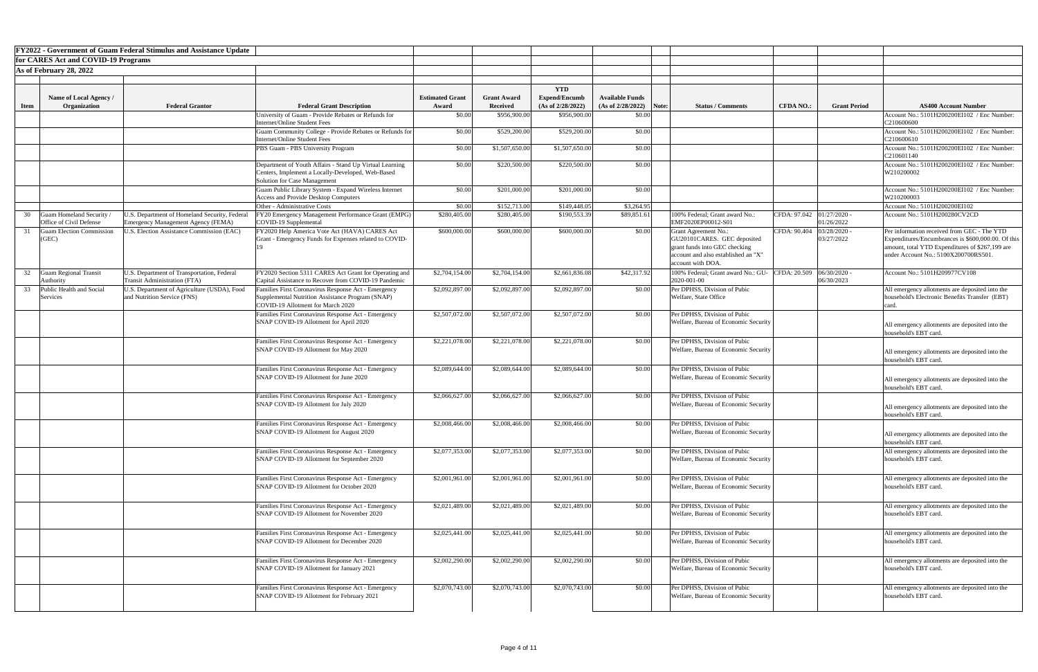**FY2022 - Government of Guam Federal Stimulus and Assistance Update**

**for CARES Act and COVID-19 Programs**

**As of February 28, 2022**

| Item | Name of Local Agency / Organization | Federal Grantor | Federal Grant Description | Estimated Grant Award | Grant Award Received | YTD Expend/Encumb (As of 2/28/2022) | Available Funds (As of 2/28/2022) | Note: | Status / Comments | CFDA NO.: | Grant Period | AS400 Account Number |
|---|---|---|---|---|---|---|---|---|---|---|---|---|
| | | | University of Guam - Provide Rebates or Refunds for Internet/Online Student Fees | $0.00 | $956,900.00 | $956,900.00 | $0.00 | | | | | Account No.: 5101H200200EI102 / Enc Number: C210600600 |
| | | | Guam Community College - Provide Rebates or Refunds for Internet/Online Student Fees | $0.00 | $529,200.00 | $529,200.00 | $0.00 | | | | | Account No.: 5101H200200EI102 / Enc Number: C210600610 |
| | | | PBS Guam - PBS University Program | $0.00 | $1,507,650.00 | $1,507,650.00 | $0.00 | | | | | Account No.: 5101H200200EI102 / Enc Number: C210601140 |
| | | | Department of Youth Affairs - Stand Up Virtual Learning Centers, Implement a Locally-Developed, Web-Based Solution for Case Management | $0.00 | $220,500.00 | $220,500.00 | $0.00 | | | | | Account No.: 5101H200200EI102 / Enc Number: W210200002 |
| | | | Guam Public Library System - Expand Wireless Internet Access and Provide Desktop Computers | $0.00 | $201,000.00 | $201,000.00 | $0.00 | | | | | Account No.: 5101H200200EI102 / Enc Number: W210200003 |
| | | | Other - Administrative Costs | $0.00 | $152,713.00 | $149,448.05 | $3,264.95 | | | | | Account No.: 5101H200200EI102 |
| 30 | Guam Homeland Security / Office of Civil Defense | U.S. Department of Homeland Security, Federal Emergency Management Agency (FEMA) | FY20 Emergency Management Performance Grant (EMPG) COVID-19 Supplemental | $280,405.00 | $280,405.00 | $190,553.39 | $89,851.61 | | 100% Federal; Grant award No.: EMF2020EP00012-S01 | CFDA: 97.042 | 01/27/2020 - 01/26/2022 | Account No.: 5101H200280CV2CD |
| 31 | Guam Election Commission (GEC) | U.S. Election Assistance Commission (EAC) | FY2020 Help America Vote Act (HAVA) CARES Act Grant - Emergency Funds for Expenses related to COVID-19 | $600,000.00 | $600,000.00 | $600,000.00 | $0.00 | | Grant Agreement No.: GU20101CARES. GEC deposited grant funds into GEC checking account and also established an "X" account with DOA. | CFDA: 90.404 | 03/28/2020 - 03/27/2022 | Per information received from GEC - The YTD Expenditures/Encumbrances is $600,000.00. Of this amount, total YTD Expenditures of $267,199 are under Account No.: 5100X200700RS501. |
| 32 | Guam Regional Transit Authority | U.S. Department of Transportation, Federal Transit Administration (FTA) | FY2020 Section 5311 CARES Act Grant for Operating and Capital Assistance to Recover from COVID-19 Pandemic | $2,704,154.00 | $2,704,154.00 | $2,661,836.08 | $42,317.92 | | 100% Federal; Grant award No.: GU-2020-001-00 | CFDA: 20.509 | 06/30/2020 - 06/30/2023 | Account No.: 5101H209977CV108 |
| 33 | Public Health and Social Services | U.S. Department of Agriculture (USDA), Food and Nutrition Service (FNS) | Families First Coronavirus Response Act - Emergency Supplemental Nutrition Assistance Program (SNAP) COVID-19 Allotment for March 2020 | $2,092,897.00 | $2,092,897.00 | $2,092,897.00 | $0.00 | | Per DPHSS, Division of Pubic Welfare, State Office | | | All emergency allotments are deposited into the household's Electronic Benefits Transfer (EBT) card. |
| | | | Families First Coronavirus Response Act - Emergency SNAP COVID-19 Allotment for April 2020 | $2,507,072.00 | $2,507,072.00 | $2,507,072.00 | $0.00 | | Per DPHSS, Division of Pubic Welfare, Bureau of Economic Security | | | All emergency allotments are deposited into the household's EBT card. |
| | | | Families First Coronavirus Response Act - Emergency SNAP COVID-19 Allotment for May 2020 | $2,221,078.00 | $2,221,078.00 | $2,221,078.00 | $0.00 | | Per DPHSS, Division of Pubic Welfare, Bureau of Economic Security | | | All emergency allotments are deposited into the household's EBT card. |
| | | | Families First Coronavirus Response Act - Emergency SNAP COVID-19 Allotment for June 2020 | $2,089,644.00 | $2,089,644.00 | $2,089,644.00 | $0.00 | | Per DPHSS, Division of Pubic Welfare, Bureau of Economic Security | | | All emergency allotments are deposited into the household's EBT card. |
| | | | Families First Coronavirus Response Act - Emergency SNAP COVID-19 Allotment for July 2020 | $2,066,627.00 | $2,066,627.00 | $2,066,627.00 | $0.00 | | Per DPHSS, Division of Pubic Welfare, Bureau of Economic Security | | | All emergency allotments are deposited into the household's EBT card. |
| | | | Families First Coronavirus Response Act - Emergency SNAP COVID-19 Allotment for August 2020 | $2,008,466.00 | $2,008,466.00 | $2,008,466.00 | $0.00 | | Per DPHSS, Division of Pubic Welfare, Bureau of Economic Security | | | All emergency allotments are deposited into the household's EBT card. |
| | | | Families First Coronavirus Response Act - Emergency SNAP COVID-19 Allotment for September 2020 | $2,077,353.00 | $2,077,353.00 | $2,077,353.00 | $0.00 | | Per DPHSS, Division of Pubic Welfare, Bureau of Economic Security | | | All emergency allotments are deposited into the household's EBT card. |
| | | | Families First Coronavirus Response Act - Emergency SNAP COVID-19 Allotment for October 2020 | $2,001,961.00 | $2,001,961.00 | $2,001,961.00 | $0.00 | | Per DPHSS, Division of Pubic Welfare, Bureau of Economic Security | | | All emergency allotments are deposited into the household's EBT card. |
| | | | Families First Coronavirus Response Act - Emergency SNAP COVID-19 Allotment for November 2020 | $2,021,489.00 | $2,021,489.00 | $2,021,489.00 | $0.00 | | Per DPHSS, Division of Pubic Welfare, Bureau of Economic Security | | | All emergency allotments are deposited into the household's EBT card. |
| | | | Families First Coronavirus Response Act - Emergency SNAP COVID-19 Allotment for December 2020 | $2,025,441.00 | $2,025,441.00 | $2,025,441.00 | $0.00 | | Per DPHSS, Division of Pubic Welfare, Bureau of Economic Security | | | All emergency allotments are deposited into the household's EBT card. |
| | | | Families First Coronavirus Response Act - Emergency SNAP COVID-19 Allotment for January 2021 | $2,002,290.00 | $2,002,290.00 | $2,002,290.00 | $0.00 | | Per DPHSS, Division of Pubic Welfare, Bureau of Economic Security | | | All emergency allotments are deposited into the household's EBT card. |
| | | | Families First Coronavirus Response Act - Emergency SNAP COVID-19 Allotment for February 2021 | $2,070,743.00 | $2,070,743.00 | $2,070,743.00 | $0.00 | | Per DPHSS, Division of Pubic Welfare, Bureau of Economic Security | | | All emergency allotments are deposited into the household's EBT card. |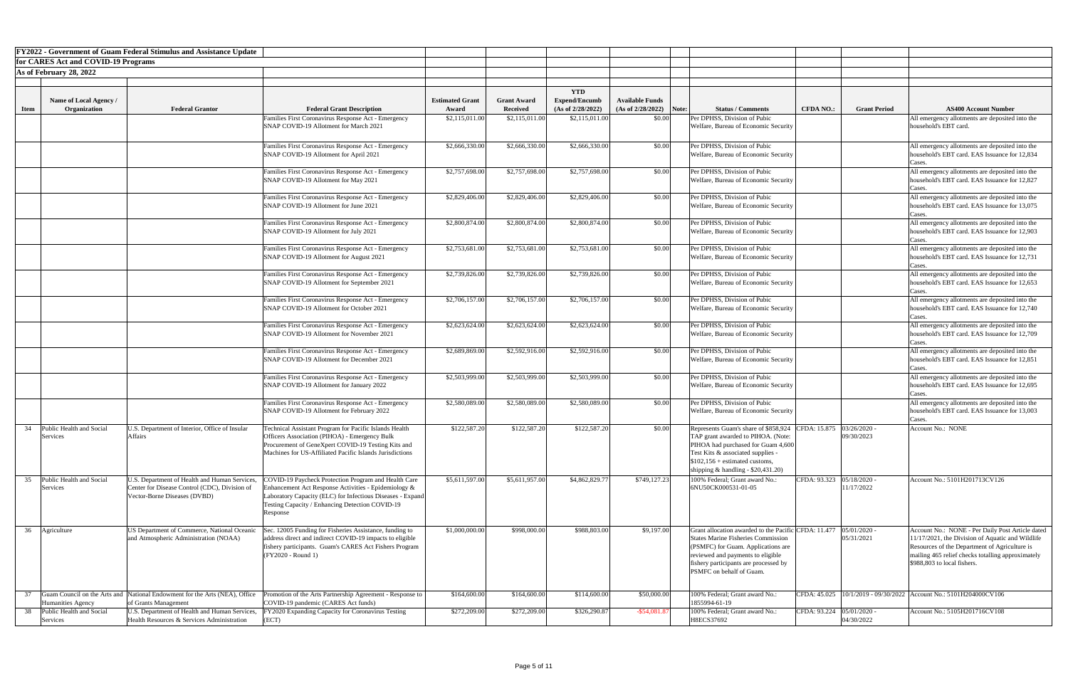**FY2022 - Government of Guam Federal Stimulus and Assistance Update**

**for CARES Act and COVID-19 Programs**

**As of February 28, 2022**

| Item | Name of Local Agency / Organization | Federal Grantor | Federal Grant Description | Estimated Grant Award | Grant Award Received | YTD Expend/Encumb (As of 2/28/2022) | Available Funds (As of 2/28/2022) | Note: | Status / Comments | CFDA NO.: | Grant Period | AS400 Account Number |
|---|---|---|---|---|---|---|---|---|---|---|---|---|
| | | | Families First Coronavirus Response Act - Emergency SNAP COVID-19 Allotment for March 2021 | $2,115,011.00 | $2,115,011.00 | $2,115,011.00 | $0.00 | | Per DPHSS, Division of Pubic Welfare, Bureau of Economic Security | | | All emergency allotments are deposited into the household's EBT card. |
| | | | Families First Coronavirus Response Act - Emergency SNAP COVID-19 Allotment for April 2021 | $2,666,330.00 | $2,666,330.00 | $2,666,330.00 | $0.00 | | Per DPHSS, Division of Pubic Welfare, Bureau of Economic Security | | | All emergency allotments are deposited into the household's EBT card. EAS Issuance for 12,834 Cases. |
| | | | Families First Coronavirus Response Act - Emergency SNAP COVID-19 Allotment for May 2021 | $2,757,698.00 | $2,757,698.00 | $2,757,698.00 | $0.00 | | Per DPHSS, Division of Pubic Welfare, Bureau of Economic Security | | | All emergency allotments are deposited into the household's EBT card. EAS Issuance for 12,827 Cases. |
| | | | Families First Coronavirus Response Act - Emergency SNAP COVID-19 Allotment for June 2021 | $2,829,406.00 | $2,829,406.00 | $2,829,406.00 | $0.00 | | Per DPHSS, Division of Pubic Welfare, Bureau of Economic Security | | | All emergency allotments are deposited into the household's EBT card. EAS Issuance for 13,075 Cases. |
| | | | Families First Coronavirus Response Act - Emergency SNAP COVID-19 Allotment for July 2021 | $2,800,874.00 | $2,800,874.00 | $2,800,874.00 | $0.00 | | Per DPHSS, Division of Pubic Welfare, Bureau of Economic Security | | | All emergency allotments are deposited into the household's EBT card. EAS Issuance for 12,903 Cases. |
| | | | Families First Coronavirus Response Act - Emergency SNAP COVID-19 Allotment for August 2021 | $2,753,681.00 | $2,753,681.00 | $2,753,681.00 | $0.00 | | Per DPHSS, Division of Pubic Welfare, Bureau of Economic Security | | | All emergency allotments are deposited into the household's EBT card. EAS Issuance for 12,731 Cases. |
| | | | Families First Coronavirus Response Act - Emergency SNAP COVID-19 Allotment for September 2021 | $2,739,826.00 | $2,739,826.00 | $2,739,826.00 | $0.00 | | Per DPHSS, Division of Pubic Welfare, Bureau of Economic Security | | | All emergency allotments are deposited into the household's EBT card. EAS Issuance for 12,653 Cases. |
| | | | Families First Coronavirus Response Act - Emergency SNAP COVID-19 Allotment for October 2021 | $2,706,157.00 | $2,706,157.00 | $2,706,157.00 | $0.00 | | Per DPHSS, Division of Pubic Welfare, Bureau of Economic Security | | | All emergency allotments are deposited into the household's EBT card. EAS Issuance for 12,740 Cases. |
| | | | Families First Coronavirus Response Act - Emergency SNAP COVID-19 Allotment for November 2021 | $2,623,624.00 | $2,623,624.00 | $2,623,624.00 | $0.00 | | Per DPHSS, Division of Pubic Welfare, Bureau of Economic Security | | | All emergency allotments are deposited into the household's EBT card. EAS Issuance for 12,709 Cases. |
| | | | Families First Coronavirus Response Act - Emergency SNAP COVID-19 Allotment for December 2021 | $2,689,869.00 | $2,592,916.00 | $2,592,916.00 | $0.00 | | Per DPHSS, Division of Pubic Welfare, Bureau of Economic Security | | | All emergency allotments are deposited into the household's EBT card. EAS Issuance for 12,851 Cases. |
| | | | Families First Coronavirus Response Act - Emergency SNAP COVID-19 Allotment for January 2022 | $2,503,999.00 | $2,503,999.00 | $2,503,999.00 | $0.00 | | Per DPHSS, Division of Pubic Welfare, Bureau of Economic Security | | | All emergency allotments are deposited into the household's EBT card. EAS Issuance for 12,695 Cases. |
| | | | Families First Coronavirus Response Act - Emergency SNAP COVID-19 Allotment for February 2022 | $2,580,089.00 | $2,580,089.00 | $2,580,089.00 | $0.00 | | Per DPHSS, Division of Pubic Welfare, Bureau of Economic Security | | | All emergency allotments are deposited into the household's EBT card. EAS Issuance for 13,003 Cases. |
| 34 | Public Health and Social Services | U.S. Department of Interior, Office of Insular Affairs | Technical Assistant Program for Pacific Islands Health Officers Association (PIHOA) - Emergency Bulk Procurement of GeneXpert COVID-19 Testing Kits and Machines for US-Affiliated Pacific Islands Jurisdictions | $122,587.20 | $122,587.20 | $122,587.20 | $0.00 | | Represents Guam's share of $858,924 TAP grant awarded to PIHOA. (Note: PIHOA had purchased for Guam 4,600 Test Kits & associated supplies - $102,156 + estimated customs, shipping & handling - $20,431.20) | CFDA: 15.875 | 03/26/2020 - 09/30/2023 | Account No.: NONE |
| 35 | Public Health and Social Services | U.S. Department of Health and Human Services, Center for Disease Control (CDC), Division of Vector-Borne Diseases (DVBD) | COVID-19 Paycheck Protection Program and Health Care Enhancement Act Response Activities - Epidemiology & Laboratory Capacity (ELC) for Infectious Diseases - Expand Laboratory Capacity / Enhancing Detection COVID-19 Response | $5,611,597.00 | $5,611,957.00 | $4,862,829.77 | $749,127.23 | | 100% Federal; Grant award No.: 6NU50CK000531-01-05 | CFDA: 93.323 | 05/18/2020 - 11/17/2022 | Account No.: 5101H201713CV126 |
| 36 | Agriculture | US Department of Commerce, National Oceanic and Atmospheric Administration (NOAA) | Sec. 12005 Funding for Fisheries Assistance, funding to address direct and indirect COVID-19 impacts to eligible fishery participants. Guam's CARES Act Fishers Program (FY2020 - Round 1) | $1,000,000.00 | $998,000.00 | $988,803.00 | $9,197.00 | | Grant allocation awarded to the Pacific States Marine Fisheries Commission (PSMFC) for Guam. Applications are reviewed and payments to eligible fishery participants are processed by PSMFC on behalf of Guam. | CFDA: 11.477 | 05/01/2020 - 05/31/2021 | Account No.: NONE - Per Daily Post Article dated 11/17/2021, the Division of Aquatic and Wildlife Resources of the Department of Agriculture is mailing 465 relief checks totalling approximately $988,803 to local fishers. |
| 37 | Guam Council on the Arts and Humanities Agency | National Endowment for the Arts (NEA), Office of Grants Management | Promotion of the Arts Partnership Agreement - Response to COVID-19 pandemic (CARES Act funds) | $164,600.00 | $164,600.00 | $114,600.00 | $50,000.00 | | 100% Federal; Grant award No.: 1855994-61-19 | CFDA: 45.025 | 10/1/2019 - 09/30/2022 | Account No.: 5101H204000CV106 |
| 38 | Public Health and Social Services | U.S. Department of Health and Human Services, Health Resources & Services Administration | FY2020 Expanding Capacity for Coronavirus Testing (ECT) | $272,209.00 | $272,209.00 | $326,290.87 | -$54,081.87 | | 100% Federal; Grant award No.: H8ECS37692 | CFDA: 93.224 | 05/01/2020 - 04/30/2022 | Account No.: 5105H201716CV108 |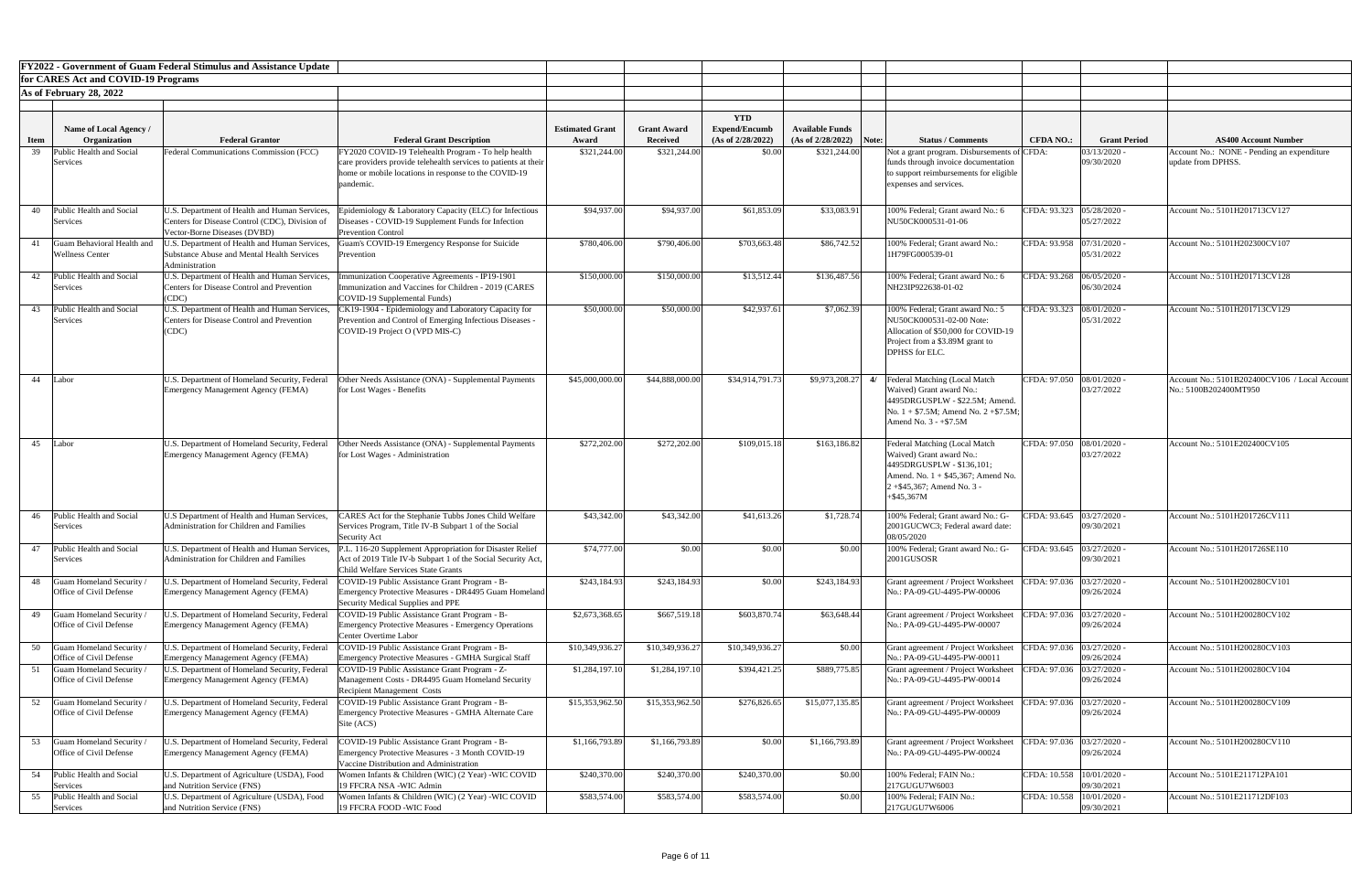**FY2022 - Government of Guam Federal Stimulus and Assistance Update for CARES Act and COVID-19 Programs**

**As of February 28, 2022**

| Item | Name of Local Agency / Organization | Federal Grantor | Federal Grant Description | Estimated Grant Award | Grant Award Received | YTD Expend/Encumb (As of 2/28/2022) | Available Funds (As of 2/28/2022) | Note: | Status / Comments | CFDA NO.: | Grant Period | AS400 Account Number |
|---|---|---|---|---|---|---|---|---|---|---|---|---|
| 39 | Public Health and Social Services | Federal Communications Commission (FCC) | FY2020 COVID-19 Telehealth Program - To help health care providers provide telehealth services to patients at their home or mobile locations in response to the COVID-19 pandemic. | $321,244.00 | $321,244.00 | $0.00 | $321,244.00 | | Not a grant program. Disbursements of funds through invoice documentation to support reimbursements for eligible expenses and services. | CFDA: | 03/13/2020 - 09/30/2020 | Account No.: NONE - Pending an expenditure update from DPHSS. |
| 40 | Public Health and Social Services | U.S. Department of Health and Human Services, Centers for Disease Control (CDC), Division of Vector-Borne Diseases (DVBD) | Epidemiology & Laboratory Capacity (ELC) for Infectious Diseases - COVID-19 Supplement Funds for Infection Prevention Control | $94,937.00 | $94,937.00 | $61,853.09 | $33,083.91 | | 100% Federal; Grant award No.: 6 NU50CK000531-01-06 | CFDA: 93.323 | 05/28/2020 - 05/27/2022 | Account No.: 5101H201713CV127 |
| 41 | Guam Behavioral Health and Wellness Center | U.S. Department of Health and Human Services Substance Abuse and Mental Health Services Administration | Guam's COVID-19 Emergency Response for Suicide Prevention | $780,406.00 | $790,406.00 | $703,663.48 | $86,742.52 | | 100% Federal; Grant award No.: 1H79FG000539-01 | CFDA: 93.958 | 07/31/2020 - 05/31/2022 | Account No.: 5101H202300CV107 |
| 42 | Public Health and Social Services | U.S. Department of Health and Human Services, Centers for Disease Control and Prevention (CDC) | Immunization Cooperative Agreements - IP19-1901 Immunization and Vaccines for Children - 2019 (CARES COVID-19 Supplemental Funds) | $150,000.00 | $150,000.00 | $13,512.44 | $136,487.56 | | 100% Federal; Grant award No.: 6 NH23IP922638-01-02 | CFDA: 93.268 | 06/05/2020 - 06/30/2024 | Account No.: 5101H201713CV128 |
| 43 | Public Health and Social Services | U.S. Department of Health and Human Services, Centers for Disease Control and Prevention (CDC) | CK19-1904 - Epidemiology and Laboratory Capacity for Prevention and Control of Emerging Infectious Diseases - COVID-19 Project O (VPD MIS-C) | $50,000.00 | $50,000.00 | $42,937.61 | $7,062.39 | | 100% Federal; Grant award No.: 5 NU50CK000531-02-00 Note: Allocation of $50,000 for COVID-19 Project from a $3.89M grant to DPHSS for ELC. | CFDA: 93.323 | 08/01/2020 - 05/31/2022 | Account No.: 5101H201713CV129 |
| 44 | Labor | U.S. Department of Homeland Security, Federal Emergency Management Agency (FEMA) | Other Needs Assistance (ONA) - Supplemental Payments for Lost Wages - Benefits | $45,000,000.00 | $44,888,000.00 | $34,914,791.73 | $9,973,208.27 | 4/ | Federal Matching (Local Match Waived) Grant award No.: 4495DRGUSPLW - $22.5M; Amend. No. 1 + $7.5M; Amend No. 2 +$7.5M; Amend No. 3 - +$7.5M | CFDA: 97.050 | 08/01/2020 - 03/27/2022 | Account No.: 5101B202400CV106 / Local Account No.: 5100B202400MT950 |
| 45 | Labor | U.S. Department of Homeland Security, Federal Emergency Management Agency (FEMA) | Other Needs Assistance (ONA) - Supplemental Payments for Lost Wages - Administration | $272,202.00 | $272,202.00 | $109,015.18 | $163,186.82 | | Federal Matching (Local Match Waived) Grant award No.: 4495DRGUSPLW - $136,101; Amend. No. 1 + $45,367; Amend No. 2 +$45,367; Amend No. 3 - +$45,367M | CFDA: 97.050 | 08/01/2020 - 03/27/2022 | Account No.: 5101E202400CV105 |
| 46 | Public Health and Social Services | U.S Department of Health and Human Services, Administration for Children and Families | CARES Act for the Stephanie Tubbs Jones Child Welfare Services Program, Title IV-B Subpart 1 of the Social Security Act | $43,342.00 | $43,342.00 | $41,613.26 | $1,728.74 | | 100% Federal; Grant award No.: G-2001GUCWC3; Federal award date: 08/05/2020 | CFDA: 93.645 | 03/27/2020 - 09/30/2021 | Account No.: 5101H201726CV111 |
| 47 | Public Health and Social Services | U.S. Department of Health and Human Services, Administration for Children and Families | P.L. 116-20 Supplement Appropriation for Disaster Relief Act of 2019 Title IV-b Subpart 1 of the Social Security Act, Child Welfare Services State Grants | $74,777.00 | $0.00 | $0.00 | $0.00 | | 100% Federal; Grant award No.: G-2001GUSOSR | CFDA: 93.645 | 03/27/2020 - 09/30/2021 | Account No.: 5101H201726SE110 |
| 48 | Guam Homeland Security / Office of Civil Defense | U.S. Department of Homeland Security, Federal Emergency Management Agency (FEMA) | COVID-19 Public Assistance Grant Program - B-Emergency Protective Measures - DR4495 Guam Homeland Security Medical Supplies and PPE | $243,184.93 | $243,184.93 | $0.00 | $243,184.93 | | Grant agreement / Project Worksheet No.: PA-09-GU-4495-PW-00006 | CFDA: 97.036 | 03/27/2020 - 09/26/2024 | Account No.: 5101H200280CV101 |
| 49 | Guam Homeland Security / Office of Civil Defense | U.S. Department of Homeland Security, Federal Emergency Management Agency (FEMA) | COVID-19 Public Assistance Grant Program - B-Emergency Protective Measures - Emergency Operations Center Overtime Labor | $2,673,368.65 | $667,519.18 | $603,870.74 | $63,648.44 | | Grant agreement / Project Worksheet No.: PA-09-GU-4495-PW-00007 | CFDA: 97.036 | 03/27/2020 - 09/26/2024 | Account No.: 5101H200280CV102 |
| 50 | Guam Homeland Security / Office of Civil Defense | U.S. Department of Homeland Security, Federal Emergency Management Agency (FEMA) | COVID-19 Public Assistance Grant Program - B-Emergency Protective Measures - GMHA Surgical Staff | $10,349,936.27 | $10,349,936.27 | $10,349,936.27 | $0.00 | | Grant agreement / Project Worksheet No.: PA-09-GU-4495-PW-00011 | CFDA: 97.036 | 03/27/2020 - 09/26/2024 | Account No.: 5101H200280CV103 |
| 51 | Guam Homeland Security / Office of Civil Defense | U.S. Department of Homeland Security, Federal Emergency Management Agency (FEMA) | COVID-19 Public Assistance Grant Program - Z-Management Costs - DR4495 Guam Homeland Security Recipient Management Costs | $1,284,197.10 | $1,284,197.10 | $394,421.25 | $889,775.85 | | Grant agreement / Project Worksheet No.: PA-09-GU-4495-PW-00014 | CFDA: 97.036 | 03/27/2020 - 09/26/2024 | Account No.: 5101H200280CV104 |
| 52 | Guam Homeland Security / Office of Civil Defense | U.S. Department of Homeland Security, Federal Emergency Management Agency (FEMA) | COVID-19 Public Assistance Grant Program - B-Emergency Protective Measures - GMHA Alternate Care Site (ACS) | $15,353,962.50 | $15,353,962.50 | $276,826.65 | $15,077,135.85 | | Grant agreement / Project Worksheet No.: PA-09-GU-4495-PW-00009 | CFDA: 97.036 | 03/27/2020 - 09/26/2024 | Account No.: 5101H200280CV109 |
| 53 | Guam Homeland Security / Office of Civil Defense | U.S. Department of Homeland Security, Federal Emergency Management Agency (FEMA) | COVID-19 Public Assistance Grant Program - B-Emergency Protective Measures - 3 Month COVID-19 Vaccine Distribution and Administration | $1,166,793.89 | $1,166,793.89 | $0.00 | $1,166,793.89 | | Grant agreement / Project Worksheet No.: PA-09-GU-4495-PW-00024 | CFDA: 97.036 | 03/27/2020 - 09/26/2024 | Account No.: 5101H200280CV110 |
| 54 | Public Health and Social Services | U.S. Department of Agriculture (USDA), Food and Nutrition Service (FNS) | Women Infants & Children (WIC) (2 Year) -WIC COVID 19 FFCRA NSA -WIC Admin | $240,370.00 | $240,370.00 | $240,370.00 | $0.00 | | 100% Federal; FAIN No.: 217GUGU7W6003 | CFDA: 10.558 | 10/01/2020 - 09/30/2021 | Account No.: 5101E211712PA101 |
| 55 | Public Health and Social Services | U.S. Department of Agriculture (USDA), Food and Nutrition Service (FNS) | Women Infants & Children (WIC) (2 Year) -WIC COVID 19 FFCRA FOOD -WIC Food | $583,574.00 | $583,574.00 | $583,574.00 | $0.00 | | 100% Federal; FAIN No.: 217GUGU7W6006 | CFDA: 10.558 | 10/01/2020 - 09/30/2021 | Account No.: 5101E211712DF103 |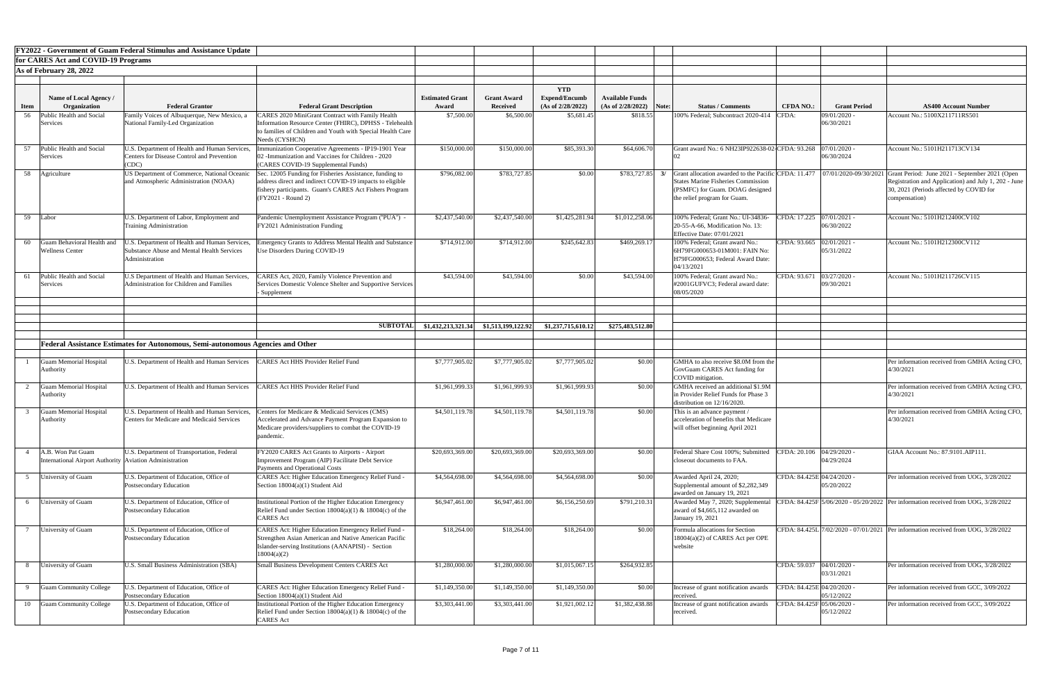# FY2022 - Government of Guam Federal Stimulus and Assistance Update

## for CARES Act and COVID-19 Programs

### As of February 28, 2022

| Item | Name of Local Agency / Organization | Federal Grantor | Federal Grant Description | Estimated Grant Award | Grant Award Received | YTD Expend/Encumb (As of 2/28/2022) | Available Funds (As of 2/28/2022) | Note: | Status / Comments | CFDA NO.: | Grant Period | AS400 Account Number |
|---|---|---|---|---|---|---|---|---|---|---|---|---|
| 56 | Public Health and Social Services | Family Voices of Albuquerque, New Mexico, a National Family-Led Organization | CARES 2020 MiniGrant Contract with Family Health Information Resource Center (FHIRC), DPHSS - Telehealth to families of Children and Youth with Special Health Care Needs (CYSHCN) | $7,500.00 | $6,500.00 | $5,681.45 | $818.55 | | 100% Federal; Subcontract 2020-414 | CFDA: | 09/01/2020 - 06/30/2021 | Account No.: 5100X211711RS501 |
| 57 | Public Health and Social Services | U.S. Department of Health and Human Services, Centers for Disease Control and Prevention (CDC) | Immunization Cooperative Agreements - IP19-1901 Year 02 -Immunization and Vaccines for Children - 2020 (CARES COVID-19 Supplemental Funds) | $150,000.00 | $150,000.00 | $85,393.30 | $64,606.70 | | Grant award No.: 6 NH23IP922638-02-02 | CFDA: 93.268 | 07/01/2020 - 06/30/2024 | Account No.: 5101H211713CV134 |
| 58 | Agriculture | US Department of Commerce, National Oceanic and Atmospheric Administration (NOAA) | Sec. 12005 Funding for Fisheries Assistance, funding to address direct and indirect COVID-19 impacts to eligible fishery participants. Guam's CARES Act Fishers Program (FY2021 - Round 2) | $796,082.00 | $783,727.85 | $0.00 | $783,727.85 | 3/ | Grant allocation awarded to the Pacific States Marine Fisheries Commission (PSMFC) for Guam. DOAG designed the relief program for Guam. | CFDA: 11.477 | 07/01/2020-09/30/2021 | Grant Period: June 2021 - September 2021 (Open Registration and Application) and July 1, 202 - June 30, 2021 (Periods affected by COVID for compensation) |
| 59 | Labor | U.S. Department of Labor, Employment and Training Administration | Pandemic Unemployment Assistance Program ("PUA") - FY2021 Administration Funding | $2,437,540.00 | $2,437,540.00 | $1,425,281.94 | $1,012,258.06 | | 100% Federal; Grant No.: UI-34836-20-55-A-66, Modification No. 13: Effective Date: 07/01/2021 | CFDA: 17.225 | 07/01/2021 - 06/30/2022 | Account No.: 5101H212400CV102 |
| 60 | Guam Behavioral Health and Wellness Center | U.S. Department of Health and Human Services, Substance Abuse and Mental Health Services Administration | Emergency Grants to Address Mental Health and Substance Use Disorders During COVID-19 | $714,912.00 | $714,912.00 | $245,642.83 | $469,269.17 | | 100% Federal; Grant award No.: 6H79FG000653-01M001: FAIN No: H79FG000653; Federal Award Date: 04/13/2021 | CFDA: 93.665 | 02/01/2021 - 05/31/2022 | Account No.: 5101H212300CV112 |
| 61 | Public Health and Social Services | U.S Department of Health and Human Services, Administration for Children and Families | CARES Act, 2020, Family Violence Prevention and Services Domestic Volence Shelter and Supportive Services - Supplement | $43,594.00 | $43,594.00 | $0.00 | $43,594.00 | | 100% Federal; Grant award No.: #2001GUFVC3; Federal award date: 08/05/2020 | CFDA: 93.671 | 03/27/2020 - 09/30/2021 | Account No.: 5101H211726CV115 |
| | | | | | | | | | | | | |
| | | | **SUBTOTAL** | **$1,432,213,321.34** | **$1,513,199,122.92** | **$1,237,715,610.12** | **$275,483,512.80** | | | | | |
| | **Federal Assistance Estimates for Autonomous, Semi-autonomous Agencies and Other** | | | | | | | | | | | |
| 1 | Guam Memorial Hospital Authority | U.S. Department of Health and Human Services | CARES Act HHS Provider Relief Fund | $7,777,905.02 | $7,777,905.02 | $7,777,905.02 | $0.00 | | GMHA to also receive $8.0M from the GovGuam CARES Act funding for COVID mitigation. | | | Per information received from GMHA Acting CFO, 4/30/2021 |
| 2 | Guam Memorial Hospital Authority | U.S. Department of Health and Human Services | CARES Act HHS Provider Relief Fund | $1,961,999.33 | $1,961,999.93 | $1,961,999.93 | $0.00 | | GMHA received an additional $1.9M in Provider Relief Funds for Phase 3 distribution on 12/16/2020. | | | Per information received from GMHA Acting CFO, 4/30/2021 |
| 3 | Guam Memorial Hospital Authority | U.S. Department of Health and Human Services, Centers for Medicare and Medicaid Services | Centers for Medicare & Medicaid Services (CMS) Accelerated and Advance Payment Program Expansion to Medicare providers/suppliers to combat the COVID-19 pandemic. | $4,501,119.78 | $4,501,119.78 | $4,501,119.78 | $0.00 | | This is an advance payment / acceleration of benefits that Medicare will offset beginning April 2021 | | | Per information received from GMHA Acting CFO, 4/30/2021 |
| 4 | A.B. Won Pat Guam International Airport Authority | U.S. Department of Transportation, Federal Aviation Administration | FY2020 CARES Act Grants to Airports - Airport Improvement Program (AIP) Facilitate Debt Service Payments and Operational Costs | $20,693,369.00 | $20,693,369.00 | $20,693,369.00 | $0.00 | | Federal Share Cost 100%; Submitted closeout documents to FAA. | CFDA: 20.106 | 04/29/2020 - 04/29/2024 | GIAA Account No.: 87.9101.AIP111. |
| 5 | University of Guam | U.S. Department of Education, Office of Postsecondary Education | CARES Act: Higher Education Emergency Relief Fund - Section 18004(a)(1) Student Aid | $4,564,698.00 | $4,564,698.00 | $4,564,698.00 | $0.00 | | Awarded April 24, 2020; Supplemental amount of $2,282,349 awarded on January 19, 2021 | CFDA: 84.425E | 04/24/2020 - 05/20/2022 | Per information received from UOG, 3/28/2022 |
| 6 | University of Guam | U.S. Department of Education, Office of Postsecondary Education | Institutional Portion of the Higher Education Emergency Relief Fund under Section 18004(a)(1) & 18004(c) of the CARES Act | $6,947,461.00 | $6,947,461.00 | $6,156,250.69 | $791,210.31 | | Awarded May 7, 2020; Supplemental award of $4,665,112 awarded on January 19, 2021 | CFDA: 84.425F | 5/06/2020 - 05/20/2022 | Per information received from UOG, 3/28/2022 |
| 7 | University of Guam | U.S. Department of Education, Office of Postsecondary Education | CARES Act: Higher Education Emergency Relief Fund - Strengthen Asian American and Native American Pacific Islander-serving Institutions (AANAPISI) - Section 18004(a)(2) | $18,264.00 | $18,264.00 | $18,264.00 | $0.00 | | Formula allocations for Section 18004(a)(2) of CARES Act per OPE website | CFDA: 84.425L | 7/02/2020 - 07/01/2021 | Per information received from UOG, 3/28/2022 |
| 8 | University of Guam | U.S. Small Business Administration (SBA) | Small Business Development Centers CARES Act | $1,280,000.00 | $1,280,000.00 | $1,015,067.15 | $264,932.85 | | | CFDA: 59.037 | 04/01/2020 - 03/31/2021 | Per information received from UOG, 3/28/2022 |
| 9 | Guam Community College | U.S. Department of Education, Office of Postsecondary Education | CARES Act: Higher Education Emergency Relief Fund - Section 18004(a)(1) Student Aid | $1,149,350.00 | $1,149,350.00 | $1,149,350.00 | $0.00 | | Increase of grant notification awards received. | CFDA: 84.425E | 04/20/2020 - 05/12/2022 | Per information received from GCC, 3/09/2022 |
| 10 | Guam Community College | U.S. Department of Education, Office of Postsecondary Education | Institutional Portion of the Higher Education Emergency Relief Fund under Section 18004(a)(1) & 18004(c) of the CARES Act | $3,303,441.00 | $3,303,441.00 | $1,921,002.12 | $1,382,438.88 | | Increase of grant notification awards received. | CFDA: 84.425F | 05/06/2020 - 05/12/2022 | Per information received from GCC, 3/09/2022 |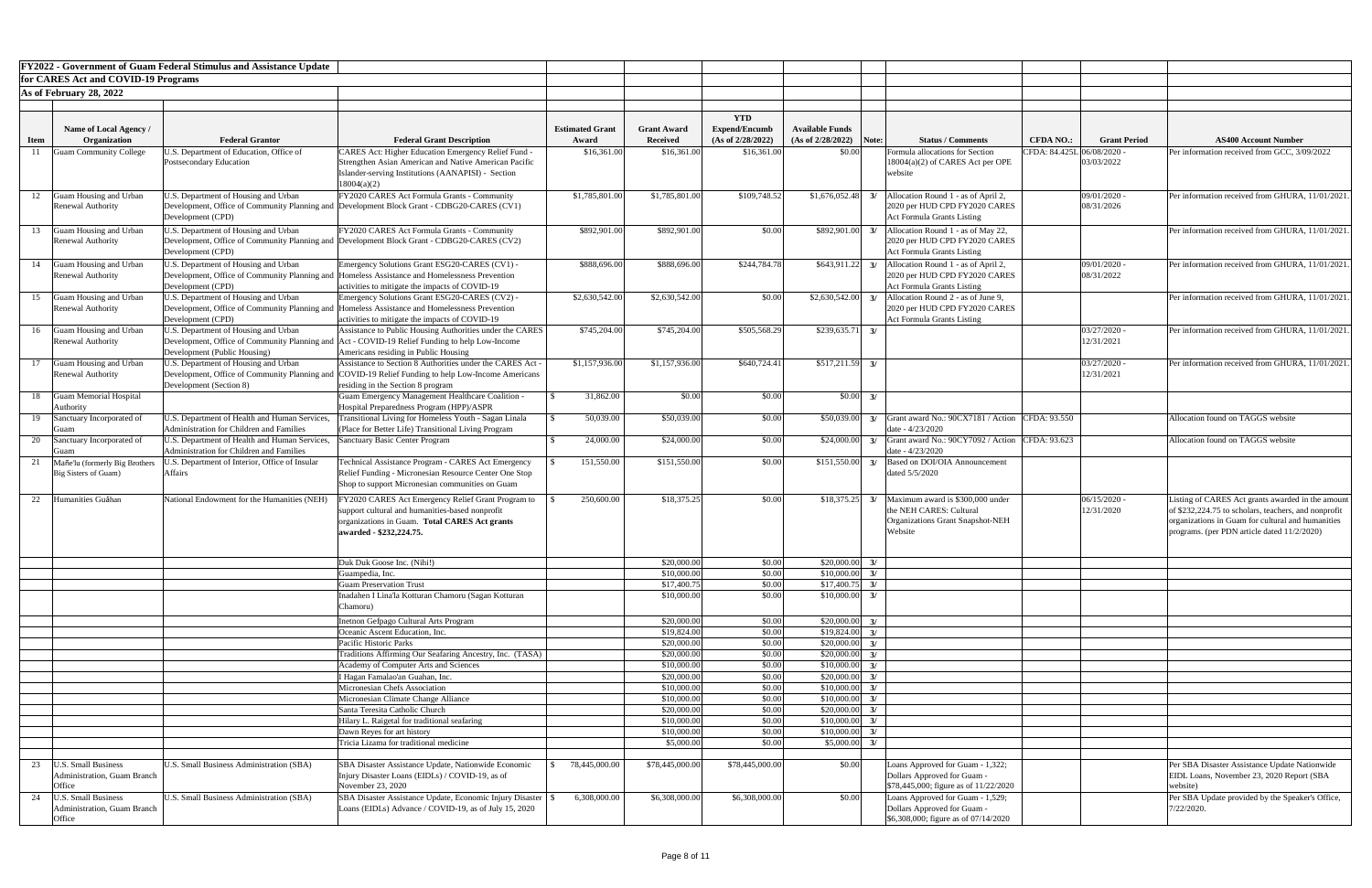**FY2022 - Government of Guam Federal Stimulus and Assistance Update**

**for CARES Act and COVID-19 Programs**

**As of February 28, 2022**

| Item | Name of Local Agency / Organization | Federal Grantor | Federal Grant Description | Estimated Grant Award | Grant Award Received | YTD Expend/Encumb (As of 2/28/2022) | Available Funds (As of 2/28/2022) | Note: | Status / Comments | CFDA NO.: | Grant Period | AS400 Account Number |
|---|---|---|---|---|---|---|---|---|---|---|---|---|
| 11 | Guam Community College | U.S. Department of Education, Office of Postsecondary Education | CARES Act: Higher Education Emergency Relief Fund - Strengthen Asian American and Native American Pacific Islander-serving Institutions (AANAPISI) - Section 18004(a)(2) | $16,361.00 | $16,361.00 | $16,361.00 | $0.00 | | Formula allocations for Section 18004(a)(2) of CARES Act per OPE website | CFDA: 84.425L | 06/08/2020 - 03/03/2022 | Per information received from GCC, 3/09/2022 |
| 12 | Guam Housing and Urban Renewal Authority | U.S. Department of Housing and Urban Development, Office of Community Planning and Development (CPD) | FY2020 CARES Act Formula Grants - Community Development Block Grant - CDBG20-CARES (CV1) | $1,785,801.00 | $1,785,801.00 | $109,748.52 | $1,676,052.48 | 3/ | Allocation Round 1 - as of April 2, 2020 per HUD CPD FY2020 CARES Act Formula Grants Listing | | 09/01/2020 - 08/31/2026 | Per information received from GHURA, 11/01/2021. |
| 13 | Guam Housing and Urban Renewal Authority | U.S. Department of Housing and Urban Development, Office of Community Planning and Development (CPD) | FY2020 CARES Act Formula Grants - Community Development Block Grant - CDBG20-CARES (CV2) | $892,901.00 | $892,901.00 | $0.00 | $892,901.00 | 3/ | Allocation Round 1 - as of May 22, 2020 per HUD CPD FY2020 CARES Act Formula Grants Listing | | | Per information received from GHURA, 11/01/2021. |
| 14 | Guam Housing and Urban Renewal Authority | U.S. Department of Housing and Urban Development, Office of Community Planning and Development (CPD) | Emergency Solutions Grant ESG20-CARES (CV1) - Homeless Assistance and Homelessness Prevention activities to mitigate the impacts of COVID-19 | $888,696.00 | $888,696.00 | $244,784.78 | $643,911.22 | 3/ | Allocation Round 1 - as of April 2, 2020 per HUD CPD FY2020 CARES Act Formula Grants Listing | | 09/01/2020 - 08/31/2022 | Per information received from GHURA, 11/01/2021. |
| 15 | Guam Housing and Urban Renewal Authority | U.S. Department of Housing and Urban Development, Office of Community Planning and Development (CPD) | Emergency Solutions Grant ESG20-CARES (CV2) - Homeless Assistance and Homelessness Prevention activities to mitigate the impacts of COVID-19 | $2,630,542.00 | $2,630,542.00 | $0.00 | $2,630,542.00 | 3/ | Allocation Round 2 - as of June 9, 2020 per HUD CPD FY2020 CARES Act Formula Grants Listing | | | Per information received from GHURA, 11/01/2021. |
| 16 | Guam Housing and Urban Renewal Authority | U.S. Department of Housing and Urban Development, Office of Community Planning and Development (Public Housing) | Assistance to Public Housing Authorities under the CARES Act - COVID-19 Relief Funding to help Low-Income Americans residing in Public Housing | $745,204.00 | $745,204.00 | $505,568.29 | $239,635.71 | 3/ | | | 03/27/2020 - 12/31/2021 | Per information received from GHURA, 11/01/2021. |
| 17 | Guam Housing and Urban Renewal Authority | U.S. Department of Housing and Urban Development, Office of Community Planning and Development (Section 8) | Assistance to Section 8 Authorities under the CARES Act - COVID-19 Relief Funding to help Low-Income Americans residing in the Section 8 program | $1,157,936.00 | $1,157,936.00 | $640,724.41 | $517,211.59 | 3/ | | | 03/27/2020 - 12/31/2021 | Per information received from GHURA, 11/01/2021. |
| 18 | Guam Memorial Hospital Authority | | Guam Emergency Management Healthcare Coalition - Hospital Preparedness Program (HPP)/ASPR | $ 31,862.00 | $0.00 | $0.00 | $0.00 | 3/ | | | | |
| 19 | Sanctuary Incorporated of Guam | U.S. Department of Health and Human Services, Administration for Children and Families | Transitional Living for Homeless Youth - Sagan Linala (Place for Better Life) Transitional Living Program | $ 50,039.00 | $50,039.00 | $0.00 | $50,039.00 | 3/ | Grant award No.: 90CX7181 / Action date - 4/23/2020 | CFDA: 93.550 | | Allocation found on TAGGS website |
| 20 | Sanctuary Incorporated of Guam | U.S. Department of Health and Human Services, Administration for Children and Families | Sanctuary Basic Center Program | $ 24,000.00 | $24,000.00 | $0.00 | $24,000.00 | 3/ | Grant award No.: 90CY7092 / Action date - 4/23/2020 | CFDA: 93.623 | | Allocation found on TAGGS website |
| 21 | Mañe'lu (formerly Big Brothers Big Sisters of Guam) | U.S. Department of Interior, Office of Insular Affairs | Technical Assistance Program - CARES Act Emergency Relief Funding - Micronesian Resource Center One Stop Shop to support Micronesian communities on Guam | $ 151,550.00 | $151,550.00 | $0.00 | $151,550.00 | 3/ | Based on DOI/OIA Announcement dated 5/5/2020 | | | |
| 22 | Humanities Guåhan | National Endowment for the Humanities (NEH) | FY2020 CARES Act Emergency Relief Grant Program to support cultural and humanities-based nonprofit organizations in Guam. **Total CARES Act grants awarded - $232,224.75.** | $ 250,600.00 | $18,375.25 | $0.00 | $18,375.25 | 3/ | Maximum award is $300,000 under the NEH CARES: Cultural Organizations Grant Snapshot-NEH Website | | 06/15/2020 - 12/31/2020 | Listing of CARES Act grants awarded in the amount of $232,224.75 to scholars, teachers, and nonprofit organizations in Guam for cultural and humanities programs. (per PDN article dated 11/2/2020) |
| | | | Duk Duk Goose Inc. (Nihi!) | | $20,000.00 | $0.00 | $20,000.00 | 3/ | | | | |
| | | | Guampedia, Inc. | | $10,000.00 | $0.00 | $10,000.00 | 3/ | | | | |
| | | | Guam Preservation Trust | | $17,400.75 | $0.00 | $17,400.75 | 3/ | | | | |
| | | | Inadahen I Lina'la Kotturan Chamoru (Sagan Kotturan Chamoru) | | $10,000.00 | $0.00 | $10,000.00 | 3/ | | | | |
| | | | Inetnon Gefpago Cultural Arts Program | | $20,000.00 | $0.00 | $20,000.00 | 3/ | | | | |
| | | | Oceanic Ascent Education, Inc. | | $19,824.00 | $0.00 | $19,824.00 | 3/ | | | | |
| | | | Pacific Historic Parks | | $20,000.00 | $0.00 | $20,000.00 | 3/ | | | | |
| | | | Traditions Affirming Our Seafaring Ancestry, Inc. (TASA) | | $20,000.00 | $0.00 | $20,000.00 | 3/ | | | | |
| | | | Academy of Computer Arts and Sciences | | $10,000.00 | $0.00 | $10,000.00 | 3/ | | | | |
| | | | I Hagan Famalao'an Guahan, Inc. | | $20,000.00 | $0.00 | $20,000.00 | 3/ | | | | |
| | | | Micronesian Chefs Association | | $10,000.00 | $0.00 | $10,000.00 | 3/ | | | | |
| | | | Micronesian Climate Change Alliance | | $10,000.00 | $0.00 | $10,000.00 | 3/ | | | | |
| | | | Santa Teresita Catholic Church | | $20,000.00 | $0.00 | $20,000.00 | 3/ | | | | |
| | | | Hilary L. Raigetal for traditional seafaring | | $10,000.00 | $0.00 | $10,000.00 | 3/ | | | | |
| | | | Dawn Reyes for art history | | $10,000.00 | $0.00 | $10,000.00 | 3/ | | | | |
| | | | Tricia Lizama for traditional medicine | | $5,000.00 | $0.00 | $5,000.00 | 3/ | | | | |
| 23 | U.S. Small Business Administration, Guam Branch Office | U.S. Small Business Administration (SBA) | SBA Disaster Assistance Update, Nationwide Economic Injury Disaster Loans (EIDLs) / COVID-19, as of November 23, 2020 | $ 78,445,000.00 | $78,445,000.00 | $78,445,000.00 | $0.00 | | Loans Approved for Guam - 1,322; Dollars Approved for Guam - $78,445,000; figure as of 11/22/2020 | | | Per SBA Disaster Assistance Update Nationwide EIDL Loans, November 23, 2020 Report (SBA website) |
| 24 | U.S. Small Business Administration, Guam Branch Office | U.S. Small Business Administration (SBA) | SBA Disaster Assistance Update, Economic Injury Disaster Loans (EIDLs) Advance / COVID-19, as of July 15, 2020 | $ 6,308,000.00 | $6,308,000.00 | $6,308,000.00 | $0.00 | | Loans Approved for Guam - 1,529; Dollars Approved for Guam - $6,308,000; figure as of 07/14/2020 | | | Per SBA Update provided by the Speaker's Office, 7/22/2020. |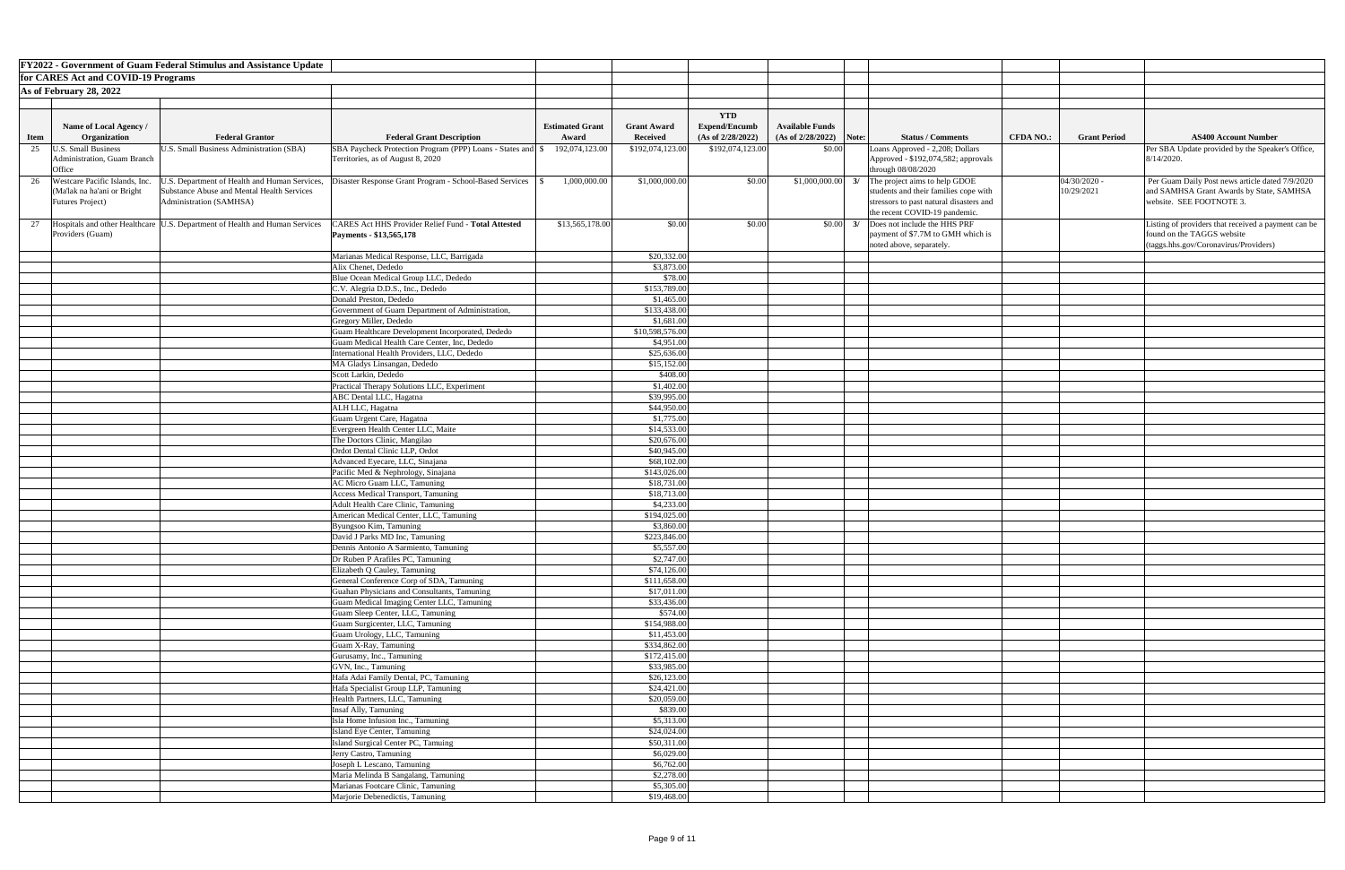**FY2022 - Government of Guam Federal Stimulus and Assistance Update**
**for CARES Act and COVID-19 Programs**
**As of February 28, 2022**

| Item | Name of Local Agency / Organization | Federal Grantor | Federal Grant Description | Estimated Grant Award | Grant Award Received | YTD Expend/Encumb (As of 2/28/2022) | Available Funds (As of 2/28/2022) | Note: | Status / Comments | CFDA NO.: | Grant Period | AS400 Account Number |
|---|---|---|---|---|---|---|---|---|---|---|---|---|
| 25 | U.S. Small Business Administration, Guam Branch Office | U.S. Small Business Administration (SBA) | SBA Paycheck Protection Program (PPP) Loans - States and Territories, as of August 8, 2020 | $ 192,074,123.00 | $192,074,123.00 | $192,074,123.00 | $0.00 | | Loans Approved - 2,208; Dollars Approved - $192,074,582; approvals through 08/08/2020 | | | Per SBA Update provided by the Speaker's Office, 8/14/2020. |
| 26 | Westcare Pacific Islands, Inc. (Ma'lak na ha'ani or Bright Futures Project) | U.S. Department of Health and Human Services, Substance Abuse and Mental Health Services Administration (SAMHSA) | Disaster Response Grant Program - School-Based Services | $ 1,000,000.00 | $1,000,000.00 | $0.00 | $1,000,000.00 | 3/ | The project aims to help GDOE students and their families cope with stressors to past natural disasters and the recent COVID-19 pandemic. | | 04/30/2020 - 10/29/2021 | Per Guam Daily Post news article dated 7/9/2020 and SAMHSA Grant Awards by State, SAMHSA website. SEE FOOTNOTE 3. |
| 27 | Hospitals and other Healthcare Providers (Guam) | U.S. Department of Health and Human Services | CARES Act HHS Provider Relief Fund - **Total Attested Payments - $13,565,178** | $13,565,178.00 | $0.00 | $0.00 | $0.00 | 3/ | Does not include the HHS PRF payment of $7.7M to GMH which is noted above, separately. | | | Listing of providers that received a payment can be found on the TAGGS website (taggs.hhs.gov/Coronavirus/Providers) |
| | | | Marianas Medical Response, LLC, Barrigada | | $20,332.00 | | | | | | | |
| | | | Alix Chenet, Dededo | | $3,873.00 | | | | | | | |
| | | | Blue Ocean Medical Group LLC, Dededo | | $78.00 | | | | | | | |
| | | | C.V. Alegria D.D.S., Inc., Dededo | | $153,789.00 | | | | | | | |
| | | | Donald Preston, Dededo | | $1,465.00 | | | | | | | |
| | | | Government of Guam Department of Administration, | | $133,438.00 | | | | | | | |
| | | | Gregory Miller, Dededo | | $1,681.00 | | | | | | | |
| | | | Guam Healthcare Development Incorporated, Dededo | | $10,598,576.00 | | | | | | | |
| | | | Guam Medical Health Care Center, Inc, Dededo | | $4,951.00 | | | | | | | |
| | | | International Health Providers, LLC, Dededo | | $25,636.00 | | | | | | | |
| | | | MA Gladys Linsangan, Dededo | | $15,152.00 | | | | | | | |
| | | | Scott Larkin, Dededo | | $408.00 | | | | | | | |
| | | | Practical Therapy Solutions LLC, Experiment | | $1,402.00 | | | | | | | |
| | | | ABC Dental LLC, Hagatna | | $39,995.00 | | | | | | | |
| | | | ALH LLC, Hagatna | | $44,950.00 | | | | | | | |
| | | | Guam Urgent Care, Hagatna | | $1,775.00 | | | | | | | |
| | | | Evergreen Health Center LLC, Maite | | $14,533.00 | | | | | | | |
| | | | The Doctors Clinic, Mangilao | | $20,676.00 | | | | | | | |
| | | | Ordot Dental Clinic LLP, Ordot | | $40,945.00 | | | | | | | |
| | | | Advanced Eyecare, LLC, Sinajana | | $68,102.00 | | | | | | | |
| | | | Pacific Med & Nephrology, Sinajana | | $143,026.00 | | | | | | | |
| | | | AC Micro Guam LLC, Tamuning | | $18,731.00 | | | | | | | |
| | | | Access Medical Transport, Tamuning | | $18,713.00 | | | | | | | |
| | | | Adult Health Care Clinic, Tamuning | | $4,233.00 | | | | | | | |
| | | | American Medical Center, LLC, Tamuning | | $194,025.00 | | | | | | | |
| | | | Byungsoo Kim, Tamuning | | $3,860.00 | | | | | | | |
| | | | David J Parks MD Inc, Tamuning | | $223,846.00 | | | | | | | |
| | | | Dennis Antonio A Sarmiento, Tamuning | | $5,557.00 | | | | | | | |
| | | | Dr Ruben P Arafiles PC, Tamuning | | $2,747.00 | | | | | | | |
| | | | Elizabeth Q Cauley, Tamuning | | $74,126.00 | | | | | | | |
| | | | General Conference Corp of SDA, Tamuning | | $111,658.00 | | | | | | | |
| | | | Guahan Physicians and Consultants, Tamuning | | $17,011.00 | | | | | | | |
| | | | Guam Medical Imaging Center LLC, Tamuning | | $33,436.00 | | | | | | | |
| | | | Guam Sleep Center, LLC, Tamuning | | $574.00 | | | | | | | |
| | | | Guam Surgicenter, LLC, Tamuning | | $154,988.00 | | | | | | | |
| | | | Guam Urology, LLC, Tamuning | | $11,453.00 | | | | | | | |
| | | | Guam X-Ray, Tamuning | | $334,862.00 | | | | | | | |
| | | | Gurusamy, Inc., Tamuning | | $172,415.00 | | | | | | | |
| | | | GVN, Inc., Tamuning | | $33,985.00 | | | | | | | |
| | | | Hafa Adai Family Dental, PC, Tamuning | | $26,123.00 | | | | | | | |
| | | | Hafa Specialist Group LLP, Tamuning | | $24,421.00 | | | | | | | |
| | | | Health Partners, LLC, Tamuning | | $20,059.00 | | | | | | | |
| | | | Insaf Ally, Tamuning | | $839.00 | | | | | | | |
| | | | Isla Home Infusion Inc., Tamuning | | $5,313.00 | | | | | | | |
| | | | Island Eye Center, Tamuning | | $24,024.00 | | | | | | | |
| | | | Island Surgical Center PC, Tamuning | | $50,311.00 | | | | | | | |
| | | | Jerry Castro, Tamuning | | $6,029.00 | | | | | | | |
| | | | Joseph L Lescano, Tamuning | | $6,762.00 | | | | | | | |
| | | | Maria Melinda B Sangalang, Tamuning | | $2,278.00 | | | | | | | |
| | | | Marianas Footcare Clinic, Tamuning | | $5,305.00 | | | | | | | |
| | | | Marjorie Debenedictis, Tamuning | | $19,468.00 | | | | | | | |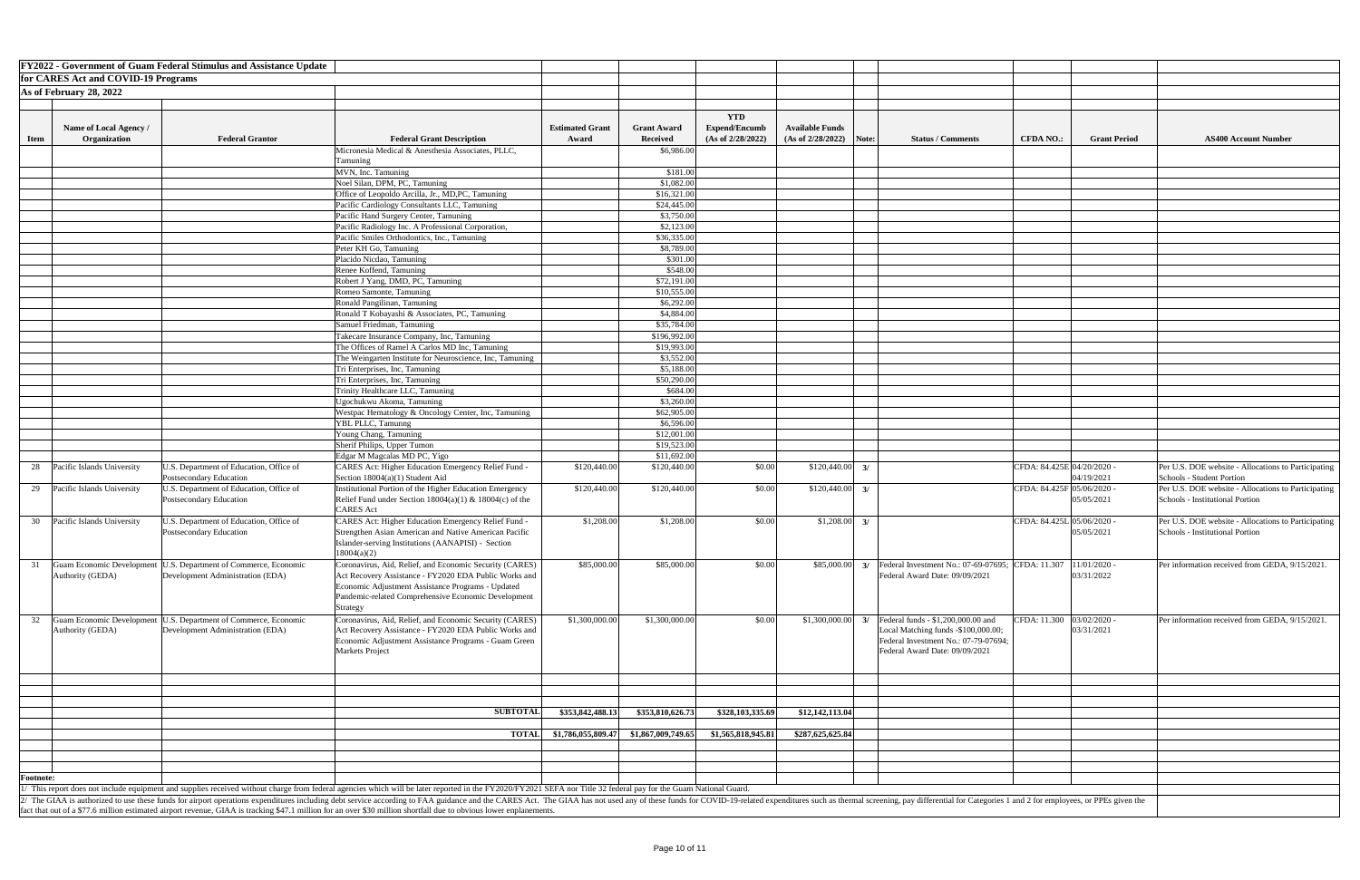**FY2022 - Government of Guam Federal Stimulus and Assistance Update**

**for CARES Act and COVID-19 Programs**

**As of February 28, 2022**

| Item | Name of Local Agency / Organization | Federal Grantor | Federal Grant Description | Estimated Grant Award | Grant Award Received | YTD Expend/Encumb (As of 2/28/2022) | Available Funds (As of 2/28/2022) | Note: | Status / Comments | CFDA NO.: | Grant Period | AS400 Account Number |
|---|---|---|---|---|---|---|---|---|---|---|---|---|
| | | | Micronesia Medical & Anesthesia Associates, PLLC, Tamuning | | $6,986.00 | | | | | | | |
| | | | MVN, Inc. Tamuning | | $181.00 | | | | | | | |
| | | | Noel Silan, DPM, PC, Tamuning | | $1,082.00 | | | | | | | |
| | | | Office of Leopoldo Arcilla, Jr., MD,PC, Tamuning | | $16,321.00 | | | | | | | |
| | | | Pacific Cardiology Consultants LLC, Tamuning | | $24,445.00 | | | | | | | |
| | | | Pacific Hand Surgery Center, Tamuning | | $3,750.00 | | | | | | | |
| | | | Pacific Radiology Inc. A Professional Corporation, | | $2,123.00 | | | | | | | |
| | | | Pacific Smiles Orthodontics, Inc., Tamuning | | $36,335.00 | | | | | | | |
| | | | Peter KH Go, Tamuning | | $8,789.00 | | | | | | | |
| | | | Placido Nicdao, Tamuning | | $301.00 | | | | | | | |
| | | | Renee Koffend, Tamuning | | $548.00 | | | | | | | |
| | | | Robert J Yang, DMD, PC, Tamuning | | $72,191.00 | | | | | | | |
| | | | Romeo Samonte, Tamuning | | $10,555.00 | | | | | | | |
| | | | Ronald Pangilinan, Tamuning | | $6,292.00 | | | | | | | |
| | | | Ronald T Kobayashi & Associates, PC, Tamuning | | $4,884.00 | | | | | | | |
| | | | Samuel Friedman, Tamuning | | $35,784.00 | | | | | | | |
| | | | Takecare Insurance Company, Inc, Tamuning | | $196,992.00 | | | | | | | |
| | | | The Offices of Ramel A Carlos MD Inc, Tamuning | | $19,993.00 | | | | | | | |
| | | | The Weingarten Institute for Neuroscience, Inc, Tamuning | | $3,552.00 | | | | | | | |
| | | | Tri Enterprises, Inc, Tamuning | | $5,188.00 | | | | | | | |
| | | | Tri Enterprises, Inc, Tamuning | | $50,290.00 | | | | | | | |
| | | | Trinity Healthcare LLC, Tamuning | | $684.00 | | | | | | | |
| | | | Ugochukwu Akoma, Tamuning | | $3,260.00 | | | | | | | |
| | | | Westpac Hematology & Oncology Center, Inc, Tamuning | | $62,905.00 | | | | | | | |
| | | | YBL PLLC, Tamunng | | $6,596.00 | | | | | | | |
| | | | Young Chang, Tamuning | | $12,001.00 | | | | | | | |
| | | | Sherif Philips, Upper Tumon | | $19,523.00 | | | | | | | |
| | | | Edgar M Magcalas MD PC, Yigo | | $11,692.00 | | | | | | | |
| 28 | Pacific Islands University | U.S. Department of Education, Office of Postsecondary Education | CARES Act: Higher Education Emergency Relief Fund - Section 18004(a)(1) Student Aid | $120,440.00 | $120,440.00 | $0.00 | $120,440.00 | 3/ | | CFDA: 84.425E | 04/20/2020 - 04/19/2021 | Per U.S. DOE website - Allocations to Participating Schools - Student Portion |
| 29 | Pacific Islands University | U.S. Department of Education, Office of Postsecondary Education | Institutional Portion of the Higher Education Emergency Relief Fund under Section 18004(a)(1) & 18004(c) of the CARES Act | $120,440.00 | $120,440.00 | $0.00 | $120,440.00 | 3/ | | CFDA: 84.425F | 05/06/2020 - 05/05/2021 | Per U.S. DOE website - Allocations to Participating Schools - Institutional Portion |
| 30 | Pacific Islands University | U.S. Department of Education, Office of Postsecondary Education | CARES Act: Higher Education Emergency Relief Fund - Strengthen Asian American and Native American Pacific Islander-serving Institutions (AANAPISI) - Section 18004(a)(2) | $1,208.00 | $1,208.00 | $0.00 | $1,208.00 | 3/ | | CFDA: 84.425L | 05/06/2020 - 05/05/2021 | Per U.S. DOE website - Allocations to Participating Schools - Institutional Portion |
| 31 | Guam Economic Development Authority (GEDA) | U.S. Department of Commerce, Economic Development Administration (EDA) | Coronavirus, Aid, Relief, and Economic Security (CARES) Act Recovery Assistance - FY2020 EDA Public Works and Economic Adjustment Assistance Programs - Updated Pandemic-related Comprehensive Economic Development Strategy | $85,000.00 | $85,000.00 | $0.00 | $85,000.00 | 3/ | Federal Investment No.: 07-69-07695; Federal Award Date: 09/09/2021 | CFDA: 11.307 | 11/01/2020 - 03/31/2022 | Per information received from GEDA, 9/15/2021. |
| 32 | Guam Economic Development Authority (GEDA) | U.S. Department of Commerce, Economic Development Administration (EDA) | Coronavirus, Aid, Relief, and Economic Security (CARES) Act Recovery Assistance - FY2020 EDA Public Works and Economic Adjustment Assistance Programs - Guam Green Markets Project | $1,300,000.00 | $1,300,000.00 | $0.00 | $1,300,000.00 | 3/ | Federal funds - $1,200,000.00 and Local Matching funds -$100,000.00; Federal Investment No.: 07-79-07694; Federal Award Date: 09/09/2021 | CFDA: 11.300 | 03/02/2020 - 03/31/2021 | Per information received from GEDA, 9/15/2021. |
| | | | **SUBTOTAL** | **$353,842,488.13** | **$353,810,626.73** | **$328,103,335.69** | **$12,142,113.04** | | | | | |
| | | | **TOTAL** | **$1,786,055,809.47** | **$1,867,009,749.65** | **$1,565,818,945.81** | **$287,625,625.84** | | | | | |

**Footnote:**

1/ This report does not include equipment and supplies received without charge from federal agencies which will be later reported in the FY2020/FY2021 SEFA nor Title 32 federal pay for the Guam National Guard.

2/ The GIAA is authorized to use these funds for airport operations expenditures including debt service according to FAA guidance and the CARES Act. The GIAA has not used any of these funds for COVID-19-related expenditures such as thermal screening, pay differential for Categories 1 and 2 for employees, or PPEs given the fact that out of a $77.6 million estimated airport revenue, GIAA is tracking $47.1 million for an over $30 million shortfall due to obvious lower enplanements.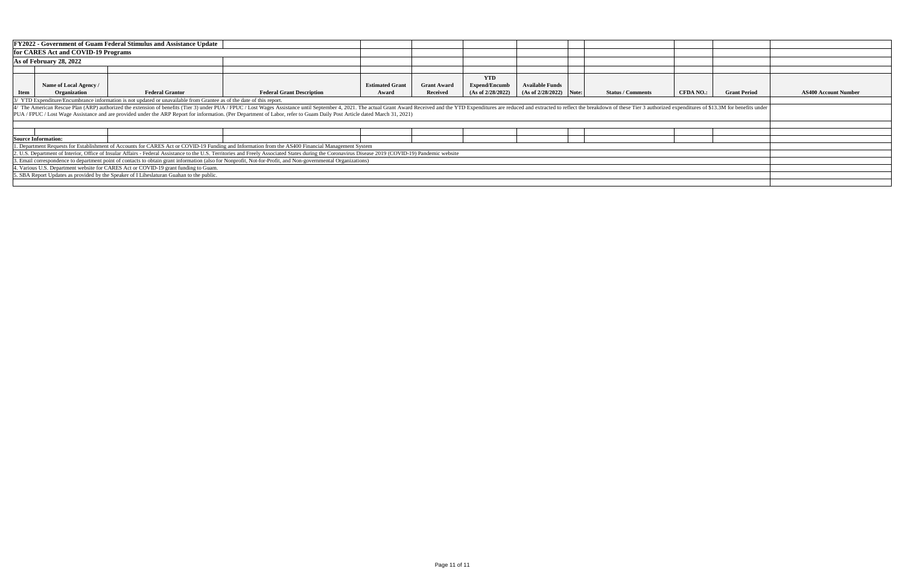**FY2022 - Government of Guam Federal Stimulus and Assistance Update**

**for CARES Act and COVID-19 Programs**

**As of February 28, 2022**

| Item | Name of Local Agency / Organization | Federal Grantor | Federal Grant Description | Estimated Grant Award | Grant Award Received | YTD Expend/Encumb (As of 2/28/2022) | Available Funds (As of 2/28/2022) | Note: | Status / Comments | CFDA NO.: | Grant Period | AS400 Account Number |
|---|---|---|---|---|---|---|---|---|---|---|---|---|

3/ YTD Expenditure/Encumbrance information is not updated or unavailable from Grantee as of the date of this report.

4/ The American Rescue Plan (ARP) authorized the extension of benefits (Tier 3) under PUA / FPUC / Lost Wages Assistance until September 4, 2021. The actual Grant Award Received and the YTD Expenditures are reduced and extracted to reflect the breakdown of these Tier 3 authorized expenditures of $13.3M for benefits under PUA / FPUC / Lost Wage Assistance and are provided under the ARP Report for information. (Per Department of Labor, refer to Guam Daily Post Article dated March 31, 2021)

**Source Information:**

1. Department Requests for Establishment of Accounts for CARES Act or COVID-19 Funding and Information from the AS400 Financial Management System
2. U.S. Department of Interior, Office of Insular Affairs - Federal Assistance to the U.S. Territories and Freely Associated States during the Coronavirus Disease 2019 (COVID-19) Pandemic website
3. Email correspondence to department point of contacts to obtain grant information (also for Nonprofit, Not-for-Profit, and Non-governmental Organizations)
4. Various U.S. Department website for CARES Act or COVID-19 grant funding to Guam.
5. SBA Report Updates as provided by the Speaker of I Liheslaturan Guahan to the public.